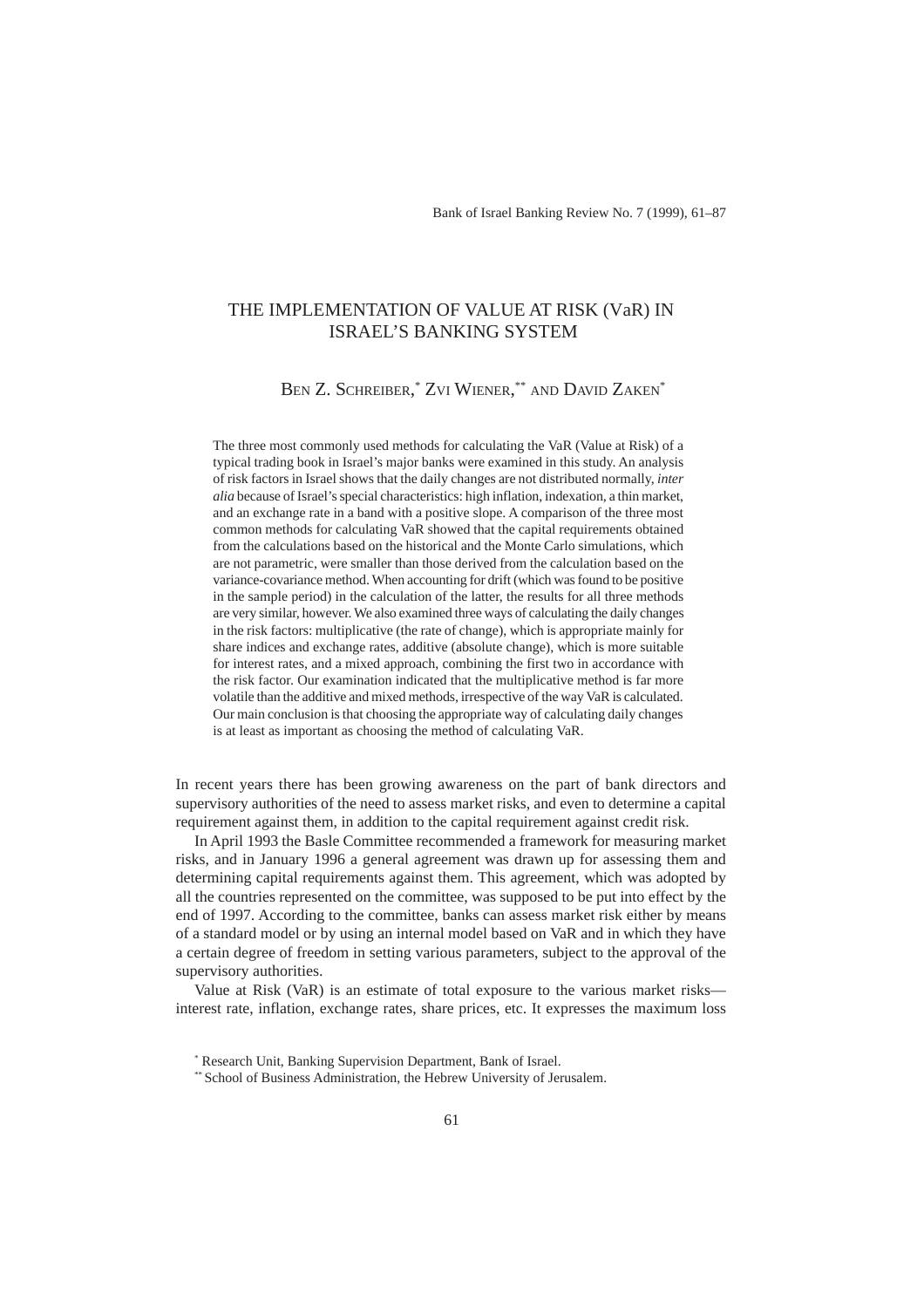# THE IMPLEMENTATION OF VALUE AT RISK (VaR) IN ISRAEL'S BANKING SYSTEM

BEN Z. SCHREIBER,[*] ZVI WIENER,[**] AND DAVID ZAKEN[*]

The three most commonly used methods for calculating the VaR (Value at Risk) of a typical trading book in Israel's major banks were examined in this study. An analysis of risk factors in Israel shows that the daily changes are not distributed normally, *inter alia* because of Israel's special characteristics: high inflation, indexation, a thin market, and an exchange rate in a band with a positive slope. A comparison of the three most common methods for calculating VaR showed that the capital requirements obtained from the calculations based on the historical and the Monte Carlo simulations, which are not parametric, were smaller than those derived from the calculation based on the variance-covariance method. When accounting for drift (which was found to be positive in the sample period) in the calculation of the latter, the results for all three methods are very similar, however. We also examined three ways of calculating the daily changes in the risk factors: multiplicative (the rate of change), which is appropriate mainly for share indices and exchange rates, additive (absolute change), which is more suitable for interest rates, and a mixed approach, combining the first two in accordance with the risk factor. Our examination indicated that the multiplicative method is far more volatile than the additive and mixed methods, irrespective of the way VaR is calculated. Our main conclusion is that choosing the appropriate way of calculating daily changes is at least as important as choosing the method of calculating VaR.

In recent years there has been growing awareness on the part of bank directors and supervisory authorities of the need to assess market risks, and even to determine a capital requirement against them, in addition to the capital requirement against credit risk.

In April 1993 the Basle Committee recommended a framework for measuring market risks, and in January 1996 a general agreement was drawn up for assessing them and determining capital requirements against them. This agreement, which was adopted by all the countries represented on the committee, was supposed to be put into effect by the end of 1997. According to the committee, banks can assess market risk either by means of a standard model or by using an internal model based on VaR and in which they have a certain degree of freedom in setting various parameters, subject to the approval of the supervisory authorities.

Value at Risk (VaR) is an estimate of total exposure to the various market risks—interest rate, inflation, exchange rates, share prices, etc. It expresses the maximum loss

[*] Research Unit, Banking Supervision Department, Bank of Israel.

[**] School of Business Administration, the Hebrew University of Jerusalem.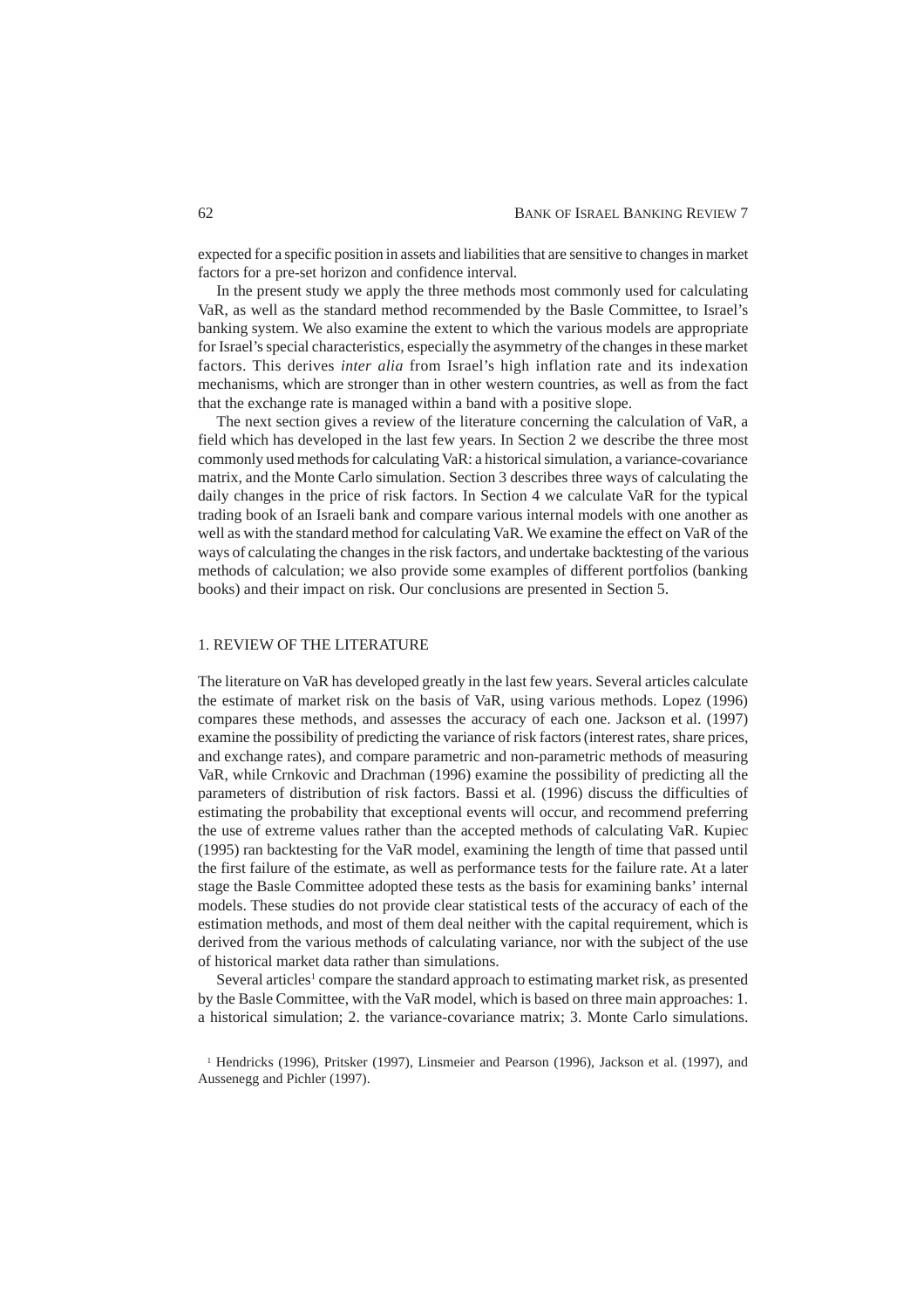expected for a specific position in assets and liabilities that are sensitive to changes in market factors for a pre-set horizon and confidence interval.

In the present study we apply the three methods most commonly used for calculating VaR, as well as the standard method recommended by the Basle Committee, to Israel's banking system. We also examine the extent to which the various models are appropriate for Israel's special characteristics, especially the asymmetry of the changes in these market factors. This derives *inter alia* from Israel's high inflation rate and its indexation mechanisms, which are stronger than in other western countries, as well as from the fact that the exchange rate is managed within a band with a positive slope.

The next section gives a review of the literature concerning the calculation of VaR, a field which has developed in the last few years. In Section 2 we describe the three most commonly used methods for calculating VaR: a historical simulation, a variance-covariance matrix, and the Monte Carlo simulation. Section 3 describes three ways of calculating the daily changes in the price of risk factors. In Section 4 we calculate VaR for the typical trading book of an Israeli bank and compare various internal models with one another as well as with the standard method for calculating VaR. We examine the effect on VaR of the ways of calculating the changes in the risk factors, and undertake backtesting of the various methods of calculation; we also provide some examples of different portfolios (banking books) and their impact on risk. Our conclusions are presented in Section 5.

## 1. REVIEW OF THE LITERATURE

The literature on VaR has developed greatly in the last few years. Several articles calculate the estimate of market risk on the basis of VaR, using various methods. Lopez (1996) compares these methods, and assesses the accuracy of each one. Jackson et al. (1997) examine the possibility of predicting the variance of risk factors (interest rates, share prices, and exchange rates), and compare parametric and non-parametric methods of measuring VaR, while Crnkovic and Drachman (1996) examine the possibility of predicting all the parameters of distribution of risk factors. Bassi et al. (1996) discuss the difficulties of estimating the probability that exceptional events will occur, and recommend preferring the use of extreme values rather than the accepted methods of calculating VaR. Kupiec (1995) ran backtesting for the VaR model, examining the length of time that passed until the first failure of the estimate, as well as performance tests for the failure rate. At a later stage the Basle Committee adopted these tests as the basis for examining banks' internal models. These studies do not provide clear statistical tests of the accuracy of each of the estimation methods, and most of them deal neither with the capital requirement, which is derived from the various methods of calculating variance, nor with the subject of the use of historical market data rather than simulations.

Several articles[1] compare the standard approach to estimating market risk, as presented by the Basle Committee, with the VaR model, which is based on three main approaches: 1. a historical simulation; 2. the variance-covariance matrix; 3. Monte Carlo simulations.

[1] Hendricks (1996), Pritsker (1997), Linsmeier and Pearson (1996), Jackson et al. (1997), and Aussenegg and Pichler (1997).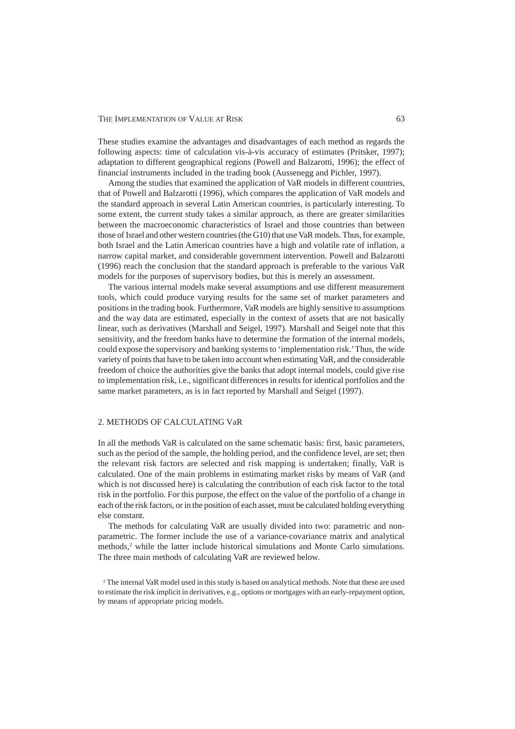These studies examine the advantages and disadvantages of each method as regards the following aspects: time of calculation vis-à-vis accuracy of estimates (Pritsker, 1997); adaptation to different geographical regions (Powell and Balzarotti, 1996); the effect of financial instruments included in the trading book (Aussenegg and Pichler, 1997).

Among the studies that examined the application of VaR models in different countries, that of Powell and Balzarotti (1996), which compares the application of VaR models and the standard approach in several Latin American countries, is particularly interesting. To some extent, the current study takes a similar approach, as there are greater similarities between the macroeconomic characteristics of Israel and those countries than between those of Israel and other western countries (the G10) that use VaR models. Thus, for example, both Israel and the Latin American countries have a high and volatile rate of inflation, a narrow capital market, and considerable government intervention. Powell and Balzarotti (1996) reach the conclusion that the standard approach is preferable to the various VaR models for the purposes of supervisory bodies, but this is merely an assessment.

The various internal models make several assumptions and use different measurement tools, which could produce varying results for the same set of market parameters and positions in the trading book. Furthermore, VaR models are highly sensitive to assumptions and the way data are estimated, especially in the context of assets that are not basically linear, such as derivatives (Marshall and Seigel, 1997). Marshall and Seigel note that this sensitivity, and the freedom banks have to determine the formation of the internal models, could expose the supervisory and banking systems to 'implementation risk.' Thus, the wide variety of points that have to be taken into account when estimating VaR, and the considerable freedom of choice the authorities give the banks that adopt internal models, could give rise to implementation risk, i.e., significant differences in results for identical portfolios and the same market parameters, as is in fact reported by Marshall and Seigel (1997).

## 2. METHODS OF CALCULATING VaR

In all the methods VaR is calculated on the same schematic basis: first, basic parameters, such as the period of the sample, the holding period, and the confidence level, are set; then the relevant risk factors are selected and risk mapping is undertaken; finally, VaR is calculated. One of the main problems in estimating market risks by means of VaR (and which is not discussed here) is calculating the contribution of each risk factor to the total risk in the portfolio. For this purpose, the effect on the value of the portfolio of a change in each of the risk factors, or in the position of each asset, must be calculated holding everything else constant.

The methods for calculating VaR are usually divided into two: parametric and non-parametric. The former include the use of a variance-covariance matrix and analytical methods,[2] while the latter include historical simulations and Monte Carlo simulations. The three main methods of calculating VaR are reviewed below.

[2] The internal VaR model used in this study is based on analytical methods. Note that these are used to estimate the risk implicit in derivatives, e.g., options or mortgages with an early-repayment option, by means of appropriate pricing models.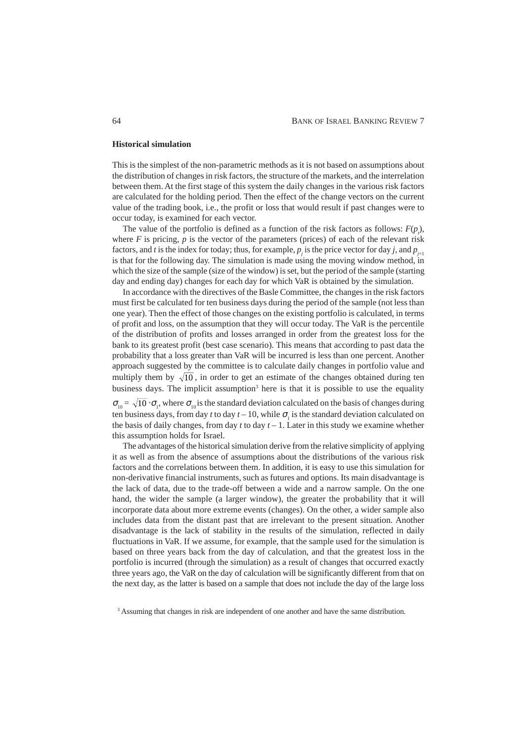### Historical simulation

This is the simplest of the non-parametric methods as it is not based on assumptions about the distribution of changes in risk factors, the structure of the markets, and the interrelation between them. At the first stage of this system the daily changes in the various risk factors are calculated for the holding period. Then the effect of the change vectors on the current value of the trading book, i.e., the profit or loss that would result if past changes were to occur today, is examined for each vector.

The value of the portfolio is defined as a function of the risk factors as follows: $F(p_t)$, where $F$ is pricing, $p$ is the vector of the parameters (prices) of each of the relevant risk factors, and $t$ is the index for today; thus, for example, $p_j$ is the price vector for day $j$, and $p_{j+1}$ is that for the following day. The simulation is made using the moving window method, in which the size of the sample (size of the window) is set, but the period of the sample (starting day and ending day) changes for each day for which VaR is obtained by the simulation.

In accordance with the directives of the Basle Committee, the changes in the risk factors must first be calculated for ten business days during the period of the sample (not less than one year). Then the effect of those changes on the existing portfolio is calculated, in terms of profit and loss, on the assumption that they will occur today. The VaR is the percentile of the distribution of profits and losses arranged in order from the greatest loss for the bank to its greatest profit (best case scenario). This means that according to past data the probability that a loss greater than VaR will be incurred is less than one percent. Another approach suggested by the committee is to calculate daily changes in portfolio value and multiply them by $\sqrt{10}$, in order to get an estimate of the changes obtained during ten business days. The implicit assumption[3] here is that it is possible to use the equality $\sigma_{10} = \sqrt{10} \cdot \sigma_1$, where $\sigma_{10}$ is the standard deviation calculated on the basis of changes during ten business days, from day $t$ to day $t-10$, while $\sigma_1$ is the standard deviation calculated on the basis of daily changes, from day $t$ to day $t-1$. Later in this study we examine whether this assumption holds for Israel.

The advantages of the historical simulation derive from the relative simplicity of applying it as well as from the absence of assumptions about the distributions of the various risk factors and the correlations between them. In addition, it is easy to use this simulation for non-derivative financial instruments, such as futures and options. Its main disadvantage is the lack of data, due to the trade-off between a wide and a narrow sample. On the one hand, the wider the sample (a larger window), the greater the probability that it will incorporate data about more extreme events (changes). On the other, a wider sample also includes data from the distant past that are irrelevant to the present situation. Another disadvantage is the lack of stability in the results of the simulation, reflected in daily fluctuations in VaR. If we assume, for example, that the sample used for the simulation is based on three years back from the day of calculation, and that the greatest loss in the portfolio is incurred (through the simulation) as a result of changes that occurred exactly three years ago, the VaR on the day of calculation will be significantly different from that on the next day, as the latter is based on a sample that does not include the day of the large loss

[3] Assuming that changes in risk are independent of one another and have the same distribution.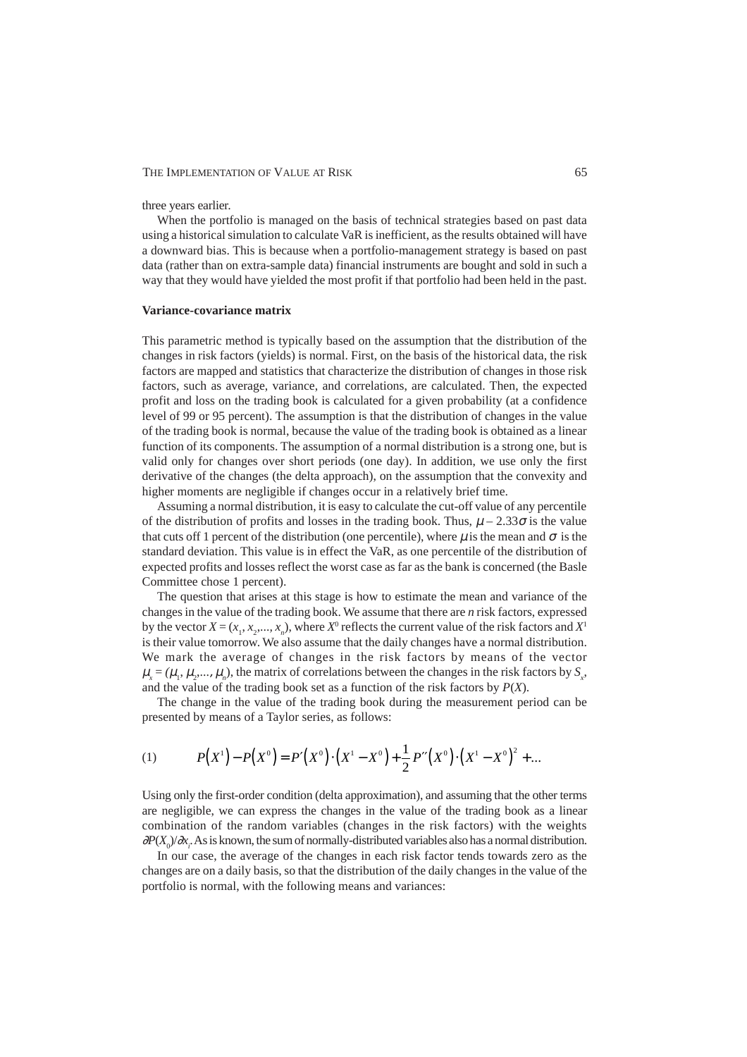three years earlier.

When the portfolio is managed on the basis of technical strategies based on past data using a historical simulation to calculate VaR is inefficient, as the results obtained will have a downward bias. This is because when a portfolio-management strategy is based on past data (rather than on extra-sample data) financial instruments are bought and sold in such a way that they would have yielded the most profit if that portfolio had been held in the past.

**Variance-covariance matrix**

This parametric method is typically based on the assumption that the distribution of the changes in risk factors (yields) is normal. First, on the basis of the historical data, the risk factors are mapped and statistics that characterize the distribution of changes in those risk factors, such as average, variance, and correlations, are calculated. Then, the expected profit and loss on the trading book is calculated for a given probability (at a confidence level of 99 or 95 percent). The assumption is that the distribution of changes in the value of the trading book is normal, because the value of the trading book is obtained as a linear function of its components. The assumption of a normal distribution is a strong one, but is valid only for changes over short periods (one day). In addition, we use only the first derivative of the changes (the delta approach), on the assumption that the convexity and higher moments are negligible if changes occur in a relatively brief time.

Assuming a normal distribution, it is easy to calculate the cut-off value of any percentile of the distribution of profits and losses in the trading book. Thus, $\mu - 2.33\sigma$ is the value that cuts off 1 percent of the distribution (one percentile), where $\mu$ is the mean and $\sigma$ is the standard deviation. This value is in effect the VaR, as one percentile of the distribution of expected profits and losses reflect the worst case as far as the bank is concerned (the Basle Committee chose 1 percent).

The question that arises at this stage is how to estimate the mean and variance of the changes in the value of the trading book. We assume that there are $n$ risk factors, expressed by the vector $X = (x_1, x_2,..., x_n)$, where $X^0$ reflects the current value of the risk factors and $X^1$ is their value tomorrow. We also assume that the daily changes have a normal distribution. We mark the average of changes in the risk factors by means of the vector $\mu_x = (\mu_1, \mu_2,..., \mu_n)$, the matrix of correlations between the changes in the risk factors by $S_x$, and the value of the trading book set as a function of the risk factors by $P(X)$.

The change in the value of the trading book during the measurement period can be presented by means of a Taylor series, as follows:

$$(1) \qquad P\left(X^1\right) - P\left(X^0\right) = P'\left(X^0\right) \cdot \left(X^1 - X^0\right) + \frac{1}{2} P''\left(X^0\right) \cdot \left(X^1 - X^0\right)^2 + ...$$

Using only the first-order condition (delta approximation), and assuming that the other terms are negligible, we can express the changes in the value of the trading book as a linear combination of the random variables (changes in the risk factors) with the weights $\partial P(X_0)/\partial x_i$. As is known, the sum of normally-distributed variables also has a normal distribution.

In our case, the average of the changes in each risk factor tends towards zero as the changes are on a daily basis, so that the distribution of the daily changes in the value of the portfolio is normal, with the following means and variances: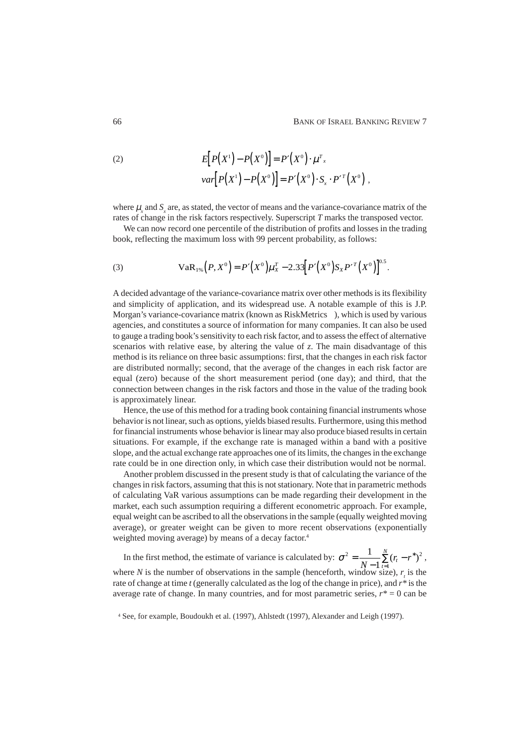$$E\left[P\left(X^1\right)-P\left(X^0\right)\right]=P'\left(X^0\right)\cdot\mu^T{}_x \tag{2}$$

$$var\left[P\left(X^1\right)-P\left(X^0\right)\right]=P'\left(X^0\right)\cdot S_x\cdot P'^T\left(X^0\right),$$

where $\mu_x$ and $S_x$ are, as stated, the vector of means and the variance-covariance matrix of the rates of change in the risk factors respectively. Superscript $T$ marks the transposed vector.

We can now record one percentile of the distribution of profits and losses in the trading book, reflecting the maximum loss with 99 percent probability, as follows:

$$\mathrm{VaR}_{1\%}\left(P,X^0\right)=P'\left(X^0\right)\mu_X^T-2.33\left[P'\left(X^0\right)S_X P'^T\left(X^0\right)\right]^{0.5}. \tag{3}$$

A decided advantage of the variance-covariance matrix over other methods is its flexibility and simplicity of application, and its widespread use. A notable example of this is J.P. Morgan's variance-covariance matrix (known as RiskMetrics ), which is used by various agencies, and constitutes a source of information for many companies. It can also be used to gauge a trading book's sensitivity to each risk factor, and to assess the effect of alternative scenarios with relative ease, by altering the value of $z$. The main disadvantage of this method is its reliance on three basic assumptions: first, that the changes in each risk factor are distributed normally; second, that the average of the changes in each risk factor are equal (zero) because of the short measurement period (one day); and third, that the connection between changes in the risk factors and those in the value of the trading book is approximately linear.

Hence, the use of this method for a trading book containing financial instruments whose behavior is not linear, such as options, yields biased results. Furthermore, using this method for financial instruments whose behavior is linear may also produce biased results in certain situations. For example, if the exchange rate is managed within a band with a positive slope, and the actual exchange rate approaches one of its limits, the changes in the exchange rate could be in one direction only, in which case their distribution would not be normal.

Another problem discussed in the present study is that of calculating the variance of the changes in risk factors, assuming that this is not stationary. Note that in parametric methods of calculating VaR various assumptions can be made regarding their development in the market, each such assumption requiring a different econometric approach. For example, equal weight can be ascribed to all the observations in the sample (equally weighted moving average), or greater weight can be given to more recent observations (exponentially weighted moving average) by means of a decay factor.[4]

In the first method, the estimate of variance is calculated by: $\sigma^2=\frac{1}{N-1}\sum_{t=1}^{N}(r_t-r^*)^2$, where $N$ is the number of observations in the sample (henceforth, window size), $r_t$ is the rate of change at time $t$ (generally calculated as the log of the change in price), and $r^*$ is the average rate of change. In many countries, and for most parametric series, $r^*=0$ can be

[4] See, for example, Boudoukh et al. (1997), Ahlstedt (1997), Alexander and Leigh (1997).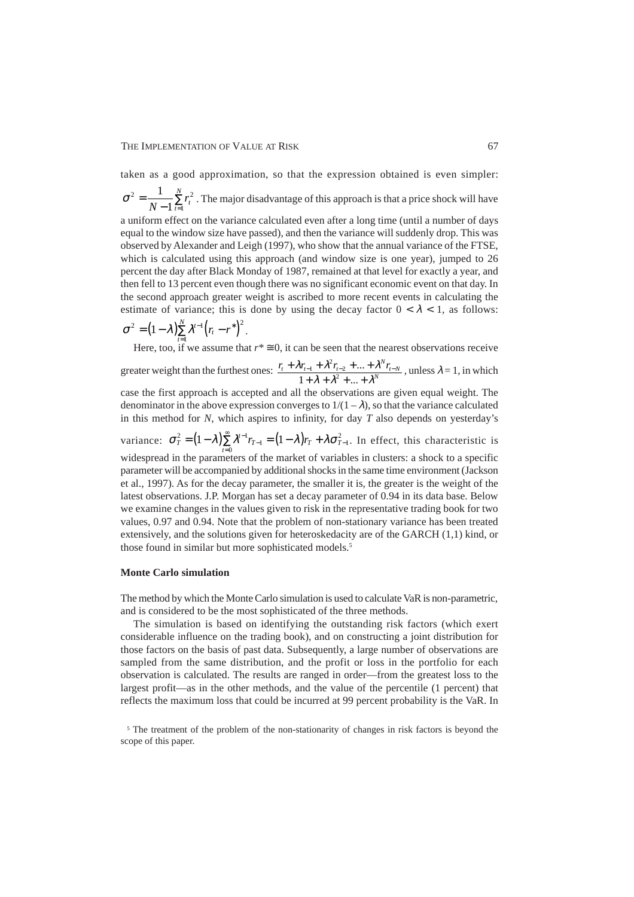taken as a good approximation, so that the expression obtained is even simpler: $\sigma^2 = \frac{1}{N-1}\sum_{t=1}^{N} r_t^2$ . The major disadvantage of this approach is that a price shock will have a uniform effect on the variance calculated even after a long time (until a number of days equal to the window size have passed), and then the variance will suddenly drop. This was observed by Alexander and Leigh (1997), who show that the annual variance of the FTSE, which is calculated using this approach (and window size is one year), jumped to 26 percent the day after Black Monday of 1987, remained at that level for exactly a year, and then fell to 13 percent even though there was no significant economic event on that day. In the second approach greater weight is ascribed to more recent events in calculating the estimate of variance; this is done by using the decay factor $0 < \lambda < 1$, as follows: $\sigma^2 = (1-\lambda)\sum_{t=1}^{N} \lambda^{t-1}\left(r_t - r^*\right)^2$.

Here, too, if we assume that $r^* \cong 0$, it can be seen that the nearest observations receive greater weight than the furthest ones: $\frac{r_t + \lambda r_{t-1} + \lambda^2 r_{t-2} + ... + \lambda^N r_{t-N}}{1 + \lambda + \lambda^2 + ... + \lambda^N}$ , unless $\lambda = 1$, in which case the first approach is accepted and all the observations are given equal weight. The denominator in the above expression converges to $1/(1-\lambda)$, so that the variance calculated in this method for $N$, which aspires to infinity, for day $T$ also depends on yesterday's variance: $\sigma_T^2 = (1-\lambda)\sum_{t=0}^{\infty} \lambda^{t-1} r_{T-1} = (1-\lambda) r_T + \lambda \sigma_{T-1}^2$. In effect, this characteristic is widespread in the parameters of the market of variables in clusters: a shock to a specific parameter will be accompanied by additional shocks in the same time environment (Jackson et al., 1997). As for the decay parameter, the smaller it is, the greater is the weight of the latest observations. J.P. Morgan has set a decay parameter of 0.94 in its data base. Below we examine changes in the values given to risk in the representative trading book for two values, 0.97 and 0.94. Note that the problem of non-stationary variance has been treated extensively, and the solutions given for heteroskedacity are of the GARCH (1,1) kind, or those found in similar but more sophisticated models.[5]

**Monte Carlo simulation**

The method by which the Monte Carlo simulation is used to calculate VaR is non-parametric, and is considered to be the most sophisticated of the three methods.

The simulation is based on identifying the outstanding risk factors (which exert considerable influence on the trading book), and on constructing a joint distribution for those factors on the basis of past data. Subsequently, a large number of observations are sampled from the same distribution, and the profit or loss in the portfolio for each observation is calculated. The results are ranged in order—from the greatest loss to the largest profit—as in the other methods, and the value of the percentile (1 percent) that reflects the maximum loss that could be incurred at 99 percent probability is the VaR. In

[5] The treatment of the problem of the non-stationarity of changes in risk factors is beyond the scope of this paper.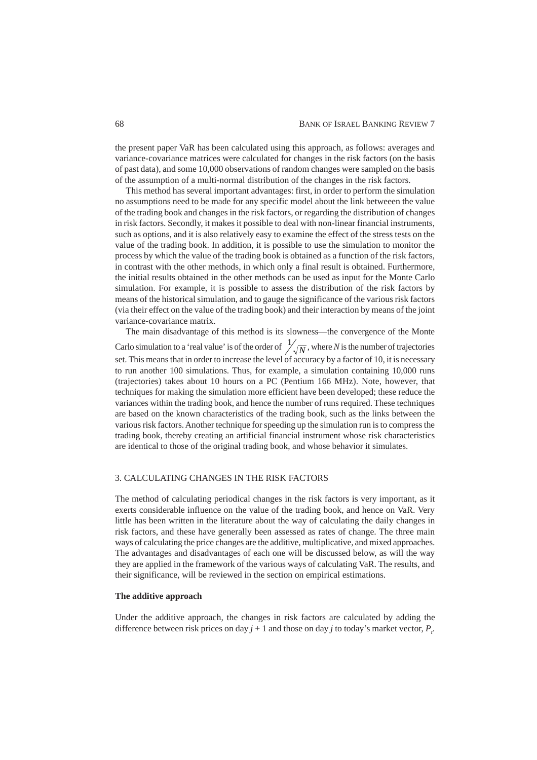the present paper VaR has been calculated using this approach, as follows: averages and variance-covariance matrices were calculated for changes in the risk factors (on the basis of past data), and some 10,000 observations of random changes were sampled on the basis of the assumption of a multi-normal distribution of the changes in the risk factors.

This method has several important advantages: first, in order to perform the simulation no assumptions need to be made for any specific model about the link betweeen the value of the trading book and changes in the risk factors, or regarding the distribution of changes in risk factors. Secondly, it makes it possible to deal with non-linear financial instruments, such as options, and it is also relatively easy to examine the effect of the stress tests on the value of the trading book. In addition, it is possible to use the simulation to monitor the process by which the value of the trading book is obtained as a function of the risk factors, in contrast with the other methods, in which only a final result is obtained. Furthermore, the initial results obtained in the other methods can be used as input for the Monte Carlo simulation. For example, it is possible to assess the distribution of the risk factors by means of the historical simulation, and to gauge the significance of the various risk factors (via their effect on the value of the trading book) and their interaction by means of the joint variance-covariance matrix.

The main disadvantage of this method is its slowness—the convergence of the Monte Carlo simulation to a 'real value' is of the order of $1/\sqrt{N}$, where $N$ is the number of trajectories set. This means that in order to increase the level of accuracy by a factor of 10, it is necessary to run another 100 simulations. Thus, for example, a simulation containing 10,000 runs (trajectories) takes about 10 hours on a PC (Pentium 166 MHz). Note, however, that techniques for making the simulation more efficient have been developed; these reduce the variances within the trading book, and hence the number of runs required. These techniques are based on the known characteristics of the trading book, such as the links between the various risk factors. Another technique for speeding up the simulation run is to compress the trading book, thereby creating an artificial financial instrument whose risk characteristics are identical to those of the original trading book, and whose behavior it simulates.

## 3. CALCULATING CHANGES IN THE RISK FACTORS

The method of calculating periodical changes in the risk factors is very important, as it exerts considerable influence on the value of the trading book, and hence on VaR. Very little has been written in the literature about the way of calculating the daily changes in risk factors, and these have generally been assessed as rates of change. The three main ways of calculating the price changes are the additive, multiplicative, and mixed approaches. The advantages and disadvantages of each one will be discussed below, as will the way they are applied in the framework of the various ways of calculating VaR. The results, and their significance, will be reviewed in the section on empirical estimations.

### The additive approach

Under the additive approach, the changes in risk factors are calculated by adding the difference between risk prices on day $j + 1$ and those on day $j$ to today's market vector, $P_t$.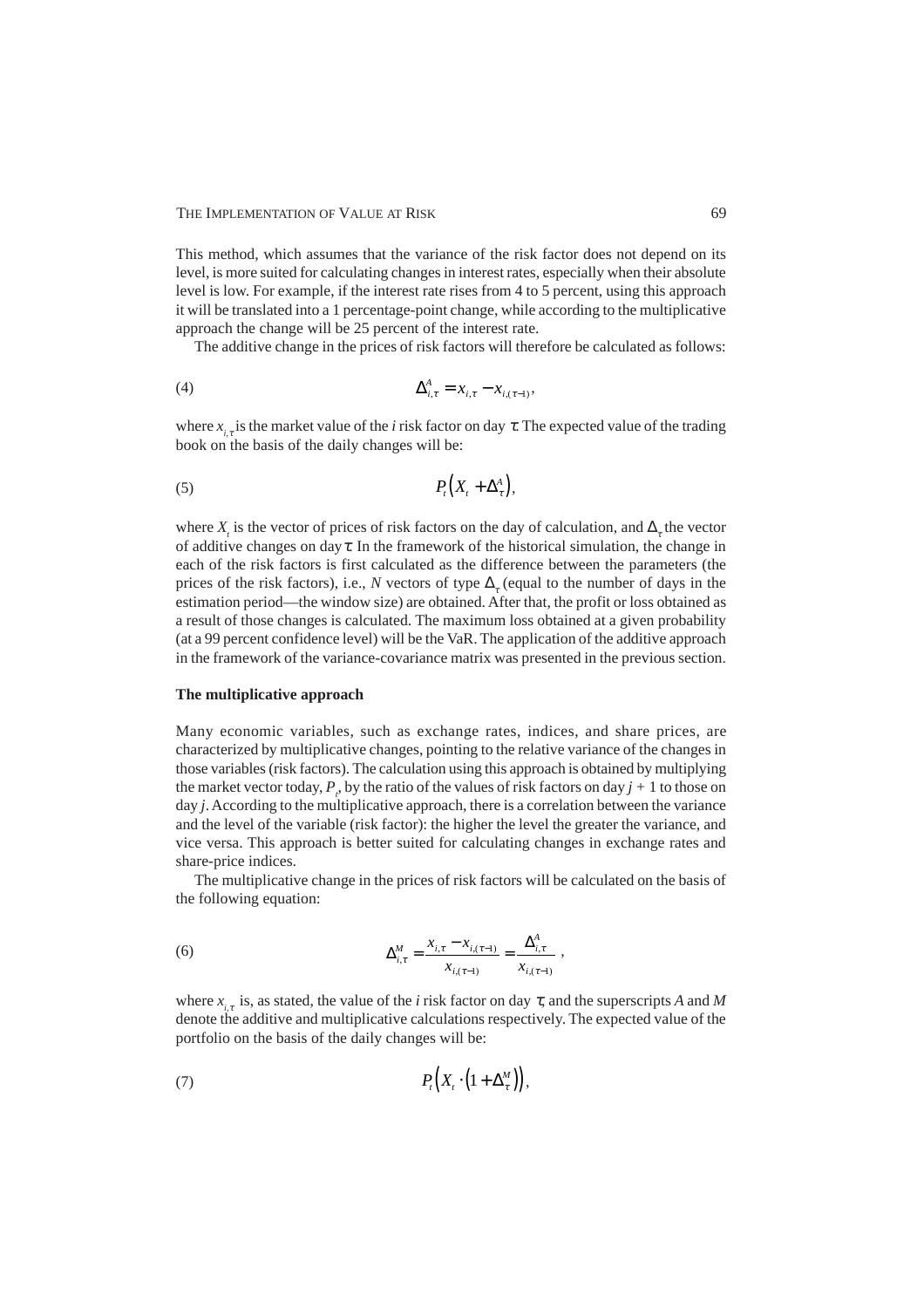This method, which assumes that the variance of the risk factor does not depend on its level, is more suited for calculating changes in interest rates, especially when their absolute level is low. For example, if the interest rate rises from 4 to 5 percent, using this approach it will be translated into a 1 percentage-point change, while according to the multiplicative approach the change will be 25 percent of the interest rate.

The additive change in the prices of risk factors will therefore be calculated as follows:

$$\Delta^{A}_{i,\tau} = x_{i,\tau} - x_{i,(\tau-1)}, \tag{4}$$

where $x_{i,\tau}$ is the market value of the *i* risk factor on day $\tau$. The expected value of the trading book on the basis of the daily changes will be:

$$P_t\left(X_t + \Delta^{A}_{\tau}\right), \tag{5}$$

where $X_t$ is the vector of prices of risk factors on the day of calculation, and $\Delta_\tau$ the vector of additive changes on day $\tau$. In the framework of the historical simulation, the change in each of the risk factors is first calculated as the difference between the parameters (the prices of the risk factors), i.e., *N* vectors of type $\Delta_\tau$ (equal to the number of days in the estimation period—the window size) are obtained. After that, the profit or loss obtained as a result of those changes is calculated. The maximum loss obtained at a given probability (at a 99 percent confidence level) will be the VaR. The application of the additive approach in the framework of the variance-covariance matrix was presented in the previous section.

**The multiplicative approach**

Many economic variables, such as exchange rates, indices, and share prices, are characterized by multiplicative changes, pointing to the relative variance of the changes in those variables (risk factors). The calculation using this approach is obtained by multiplying the market vector today, $P_t$, by the ratio of the values of risk factors on day $j + 1$ to those on day $j$. According to the multiplicative approach, there is a correlation between the variance and the level of the variable (risk factor): the higher the level the greater the variance, and vice versa. This approach is better suited for calculating changes in exchange rates and share-price indices.

The multiplicative change in the prices of risk factors will be calculated on the basis of the following equation:

$$\Delta^{M}_{i,\tau} = \frac{x_{i,\tau} - x_{i,(\tau-1)}}{x_{i,(\tau-1)}} = \frac{\Delta^{A}_{i,\tau}}{x_{i,(\tau-1)}}, \tag{6}$$

where $x_{i,\tau}$ is, as stated, the value of the *i* risk factor on day $\tau$, and the superscripts *A* and *M* denote the additive and multiplicative calculations respectively. The expected value of the portfolio on the basis of the daily changes will be:

$$P_t\left(X_t \cdot \left(1 + \Delta^{M}_{\tau}\right)\right), \tag{7}$$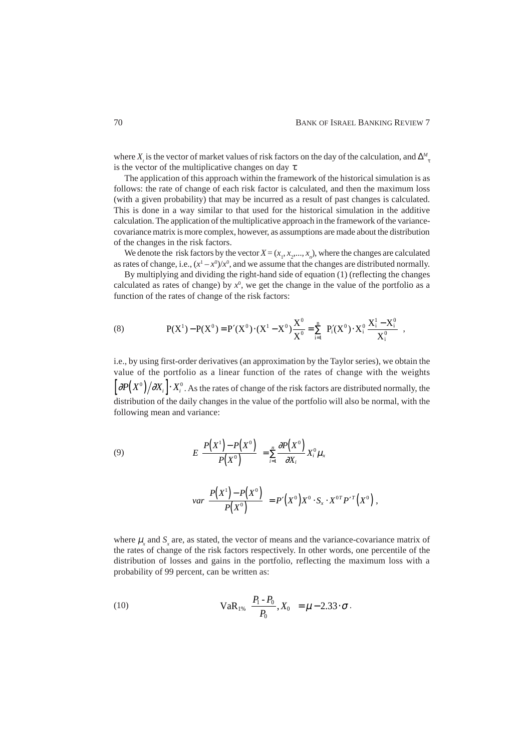where $X_t$ is the vector of market values of risk factors on the day of the calculation, and $\Delta^M_\tau$ is the vector of the multiplicative changes on day $\tau$.

The application of this approach within the framework of the historical simulation is as follows: the rate of change of each risk factor is calculated, and then the maximum loss (with a given probability) that may be incurred as a result of past changes is calculated. This is done in a way similar to that used for the historical simulation in the additive calculation. The application of the multiplicative approach in the framework of the variance-covariance matrix is more complex, however, as assumptions are made about the distribution of the changes in the risk factors.

We denote the risk factors by the vector $X = (x_1, x_2, ..., x_n)$, where the changes are calculated as rates of change, i.e., $(x^1 - x^0)/x^0$, and we assume that the changes are distributed normally.

By multiplying and dividing the right-hand side of equation (1) (reflecting the changes calculated as rates of change) by $x^0$, we get the change in the value of the portfolio as a function of the rates of change of the risk factors:

$$
(8) \qquad P(X^1) - P(X^0) = P'(X^0)\cdot(X^1 - X^0)\frac{X^0}{X^0} = \sum_{i=1}^{n} P_i'(X^0)\cdot X_i^0 \frac{X_i^1 - X_i^0}{X_i^0} ,
$$

i.e., by using first-order derivatives (an approximation by the Taylor series), we obtain the value of the portfolio as a linear function of the rates of change with the weights $\left[\partial P\left(X^0\right)/\partial X_i\right]\cdot X_i^0$. As the rates of change of the risk factors are distributed normally, the distribution of the daily changes in the value of the portfolio will also be normal, with the following mean and variance:

$$
(9) \qquad E\left(\frac{P\left(X^1\right) - P\left(X^0\right)}{P\left(X^0\right)}\right) = \sum_{i=1}^{n} \frac{\partial P\left(X^0\right)}{\partial X_i} X_i^0 \mu_x
$$

$$
var\left(\frac{P\left(X^1\right) - P\left(X^0\right)}{P\left(X^0\right)}\right) = P'\left(X^0\right)X^0 \cdot S_x \cdot X^{0T} P'^T\left(X^0\right),
$$

where $\mu_x$ and $S_x$ are, as stated, the vector of means and the variance-covariance matrix of the rates of change of the risk factors respectively. In other words, one percentile of the distribution of losses and gains in the portfolio, reflecting the maximum loss with a probability of 99 percent, can be written as:

$$
(10) \qquad \text{VaR}_{1\%}\left(\frac{P_1 - P_0}{P_0}, X_0\right) = \mu - 2.33\cdot\sigma .
$$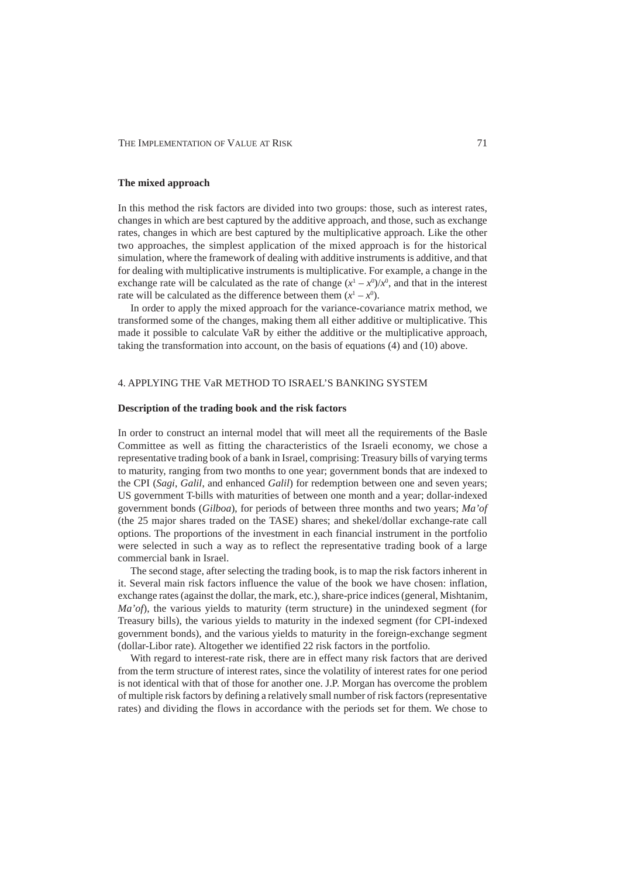**The mixed approach**

In this method the risk factors are divided into two groups: those, such as interest rates, changes in which are best captured by the additive approach, and those, such as exchange rates, changes in which are best captured by the multiplicative approach. Like the other two approaches, the simplest application of the mixed approach is for the historical simulation, where the framework of dealing with additive instruments is additive, and that for dealing with multiplicative instruments is multiplicative. For example, a change in the exchange rate will be calculated as the rate of change $(x^1 - x^0)/x^0$, and that in the interest rate will be calculated as the difference between them $(x^1 - x^0)$.

In order to apply the mixed approach for the variance-covariance matrix method, we transformed some of the changes, making them all either additive or multiplicative. This made it possible to calculate VaR by either the additive or the multiplicative approach, taking the transformation into account, on the basis of equations (4) and (10) above.

## 4. APPLYING THE VaR METHOD TO ISRAEL'S BANKING SYSTEM

**Description of the trading book and the risk factors**

In order to construct an internal model that will meet all the requirements of the Basle Committee as well as fitting the characteristics of the Israeli economy, we chose a representative trading book of a bank in Israel, comprising: Treasury bills of varying terms to maturity, ranging from two months to one year; government bonds that are indexed to the CPI (*Sagi*, *Galil*, and enhanced *Galil*) for redemption between one and seven years; US government T-bills with maturities of between one month and a year; dollar-indexed government bonds (*Gilboa*), for periods of between three months and two years; *Ma'of* (the 25 major shares traded on the TASE) shares; and shekel/dollar exchange-rate call options. The proportions of the investment in each financial instrument in the portfolio were selected in such a way as to reflect the representative trading book of a large commercial bank in Israel.

The second stage, after selecting the trading book, is to map the risk factors inherent in it. Several main risk factors influence the value of the book we have chosen: inflation, exchange rates (against the dollar, the mark, etc.), share-price indices (general, Mishtanim, *Ma'of*), the various yields to maturity (term structure) in the unindexed segment (for Treasury bills), the various yields to maturity in the indexed segment (for CPI-indexed government bonds), and the various yields to maturity in the foreign-exchange segment (dollar-Libor rate). Altogether we identified 22 risk factors in the portfolio.

With regard to interest-rate risk, there are in effect many risk factors that are derived from the term structure of interest rates, since the volatility of interest rates for one period is not identical with that of those for another one. J.P. Morgan has overcome the problem of multiple risk factors by defining a relatively small number of risk factors (representative rates) and dividing the flows in accordance with the periods set for them. We chose to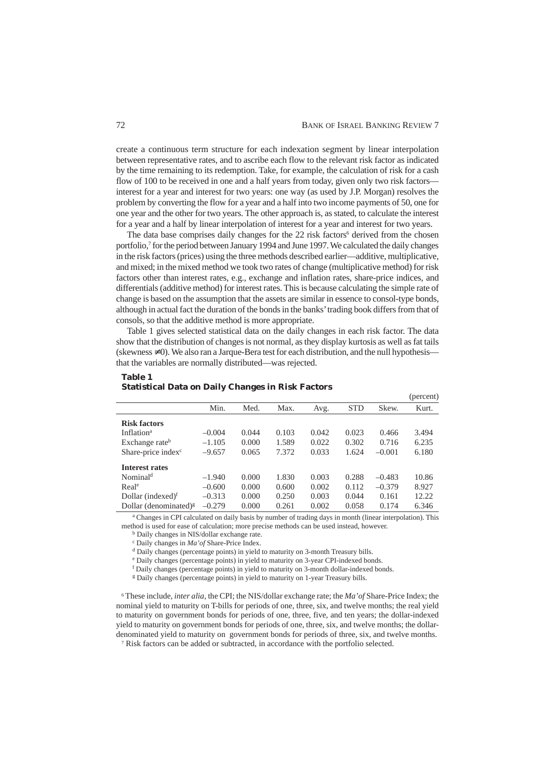create a continuous term structure for each indexation segment by linear interpolation between representative rates, and to ascribe each flow to the relevant risk factor as indicated by the time remaining to its redemption. Take, for example, the calculation of risk for a cash flow of 100 to be received in one and a half years from today, given only two risk factors—interest for a year and interest for two years: one way (as used by J.P. Morgan) resolves the problem by converting the flow for a year and a half into two income payments of 50, one for one year and the other for two years. The other approach is, as stated, to calculate the interest for a year and a half by linear interpolation of interest for a year and interest for two years.

The data base comprises daily changes for the 22 risk factors[6] derived from the chosen portfolio,[7] for the period between January 1994 and June 1997. We calculated the daily changes in the risk factors (prices) using the three methods described earlier—additive, multiplicative, and mixed; in the mixed method we took two rates of change (multiplicative method) for risk factors other than interest rates, e.g., exchange and inflation rates, share-price indices, and differentials (additive method) for interest rates. This is because calculating the simple rate of change is based on the assumption that the assets are similar in essence to consol-type bonds, although in actual fact the duration of the bonds in the banks' trading book differs from that of consols, so that the additive method is more appropriate.

Table 1 gives selected statistical data on the daily changes in each risk factor. The data show that the distribution of changes is not normal, as they display kurtosis as well as fat tails (skewness ≠0). We also ran a Jarque-Bera test for each distribution, and the null hypothesis—that the variables are normally distributed—was rejected.

**Table 1**
**Statistical Data on Daily Changes in Risk Factors**

(percent)

| | Min. | Med. | Max. | Avg. | STD | Skew. | Kurt. |
|---|---|---|---|---|---|---|---|
| **Risk factors** | | | | | | | |
| Inflation[a] | –0.004 | 0.044 | 0.103 | 0.042 | 0.023 | 0.466 | 3.494 |
| Exchange rate[b] | –1.105 | 0.000 | 1.589 | 0.022 | 0.302 | 0.716 | 6.235 |
| Share-price index[c] | –9.657 | 0.065 | 7.372 | 0.033 | 1.624 | –0.001 | 6.180 |
| **Interest rates** | | | | | | | |
| Nominal[d] | –1.940 | 0.000 | 1.830 | 0.003 | 0.288 | –0.483 | 10.86 |
| Real[e] | –0.600 | 0.000 | 0.600 | 0.002 | 0.112 | –0.379 | 8.927 |
| Dollar (indexed)[f] | –0.313 | 0.000 | 0.250 | 0.003 | 0.044 | 0.161 | 12.22 |
| Dollar (denominated)[g] | –0.279 | 0.000 | 0.261 | 0.002 | 0.058 | 0.174 | 6.346 |

[a] Changes in CPI calculated on daily basis by number of trading days in month (linear interpolation). This method is used for ease of calculation; more precise methods can be used instead, however.

[b] Daily changes in NIS/dollar exchange rate.

[c] Daily changes in *Ma'of* Share-Price Index.

[d] Daily changes (percentage points) in yield to maturity on 3-month Treasury bills.

[e] Daily changes (percentage points) in yield to maturity on 3-year CPI-indexed bonds.

[f] Daily changes (percentage points) in yield to maturity on 3-month dollar-indexed bonds.

[g] Daily changes (percentage points) in yield to maturity on 1-year Treasury bills.

[6] These include, *inter alia*, the CPI; the NIS/dollar exchange rate; the *Ma'of* Share-Price Index; the nominal yield to maturity on T-bills for periods of one, three, six, and twelve months; the real yield to maturity on government bonds for periods of one, three, five, and ten years; the dollar-indexed yield to maturity on government bonds for periods of one, three, six, and twelve months; the dollar-denominated yield to maturity on government bonds for periods of three, six, and twelve months.

[7] Risk factors can be added or subtracted, in accordance with the portfolio selected.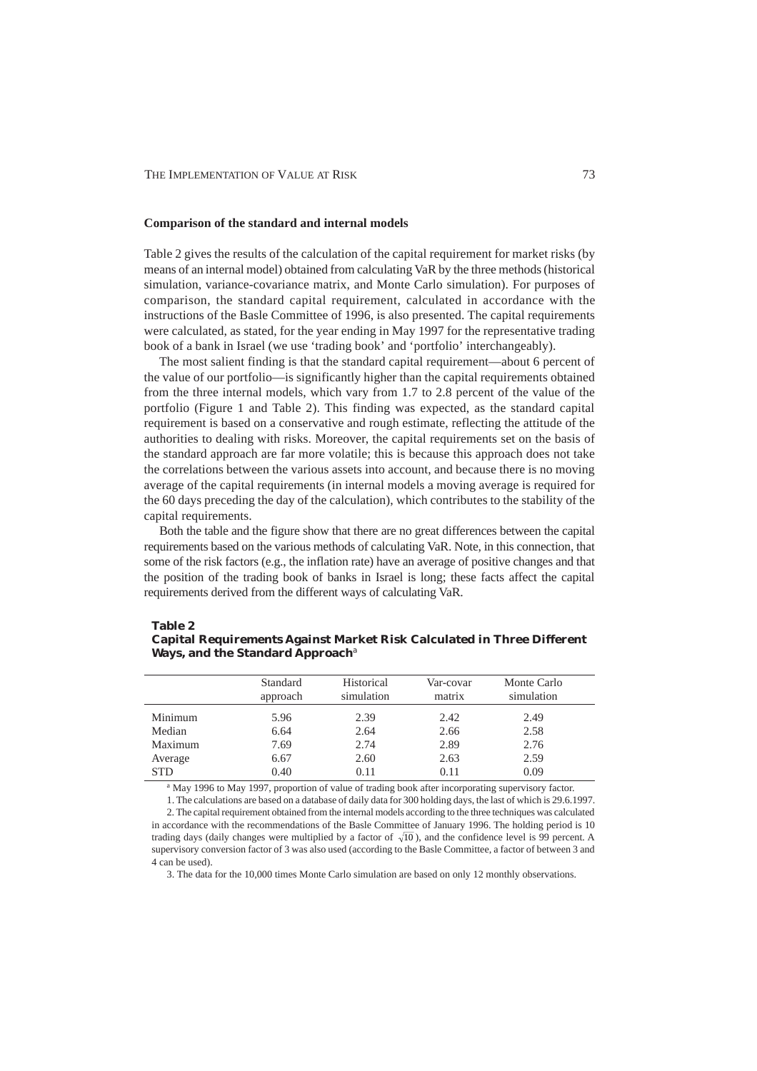### Comparison of the standard and internal models

Table 2 gives the results of the calculation of the capital requirement for market risks (by means of an internal model) obtained from calculating VaR by the three methods (historical simulation, variance-covariance matrix, and Monte Carlo simulation). For purposes of comparison, the standard capital requirement, calculated in accordance with the instructions of the Basle Committee of 1996, is also presented. The capital requirements were calculated, as stated, for the year ending in May 1997 for the representative trading book of a bank in Israel (we use 'trading book' and 'portfolio' interchangeably).

The most salient finding is that the standard capital requirement—about 6 percent of the value of our portfolio—is significantly higher than the capital requirements obtained from the three internal models, which vary from 1.7 to 2.8 percent of the value of the portfolio (Figure 1 and Table 2). This finding was expected, as the standard capital requirement is based on a conservative and rough estimate, reflecting the attitude of the authorities to dealing with risks. Moreover, the capital requirements set on the basis of the standard approach are far more volatile; this is because this approach does not take the correlations between the various assets into account, and because there is no moving average of the capital requirements (in internal models a moving average is required for the 60 days preceding the day of the calculation), which contributes to the stability of the capital requirements.

Both the table and the figure show that there are no great differences between the capital requirements based on the various methods of calculating VaR. Note, in this connection, that some of the risk factors (e.g., the inflation rate) have an average of positive changes and that the position of the trading book of banks in Israel is long; these facts affect the capital requirements derived from the different ways of calculating VaR.

**Table 2**
**Capital Requirements Against Market Risk Calculated in Three Different Ways, and the Standard Approach**[a]

| | Standard approach | Historical simulation | Var-covar matrix | Monte Carlo simulation |
|---|---|---|---|---|
| Minimum | 5.96 | 2.39 | 2.42 | 2.49 |
| Median | 6.64 | 2.64 | 2.66 | 2.58 |
| Maximum | 7.69 | 2.74 | 2.89 | 2.76 |
| Average | 6.67 | 2.60 | 2.63 | 2.59 |
| STD | 0.40 | 0.11 | 0.11 | 0.09 |

[a] May 1996 to May 1997, proportion of value of trading book after incorporating supervisory factor.

1. The calculations are based on a database of daily data for 300 holding days, the last of which is 29.6.1997.

2. The capital requirement obtained from the internal models according to the three techniques was calculated in accordance with the recommendations of the Basle Committee of January 1996. The holding period is 10 trading days (daily changes were multiplied by a factor of $\sqrt{10}$), and the confidence level is 99 percent. A supervisory conversion factor of 3 was also used (according to the Basle Committee, a factor of between 3 and 4 can be used).

3. The data for the 10,000 times Monte Carlo simulation are based on only 12 monthly observations.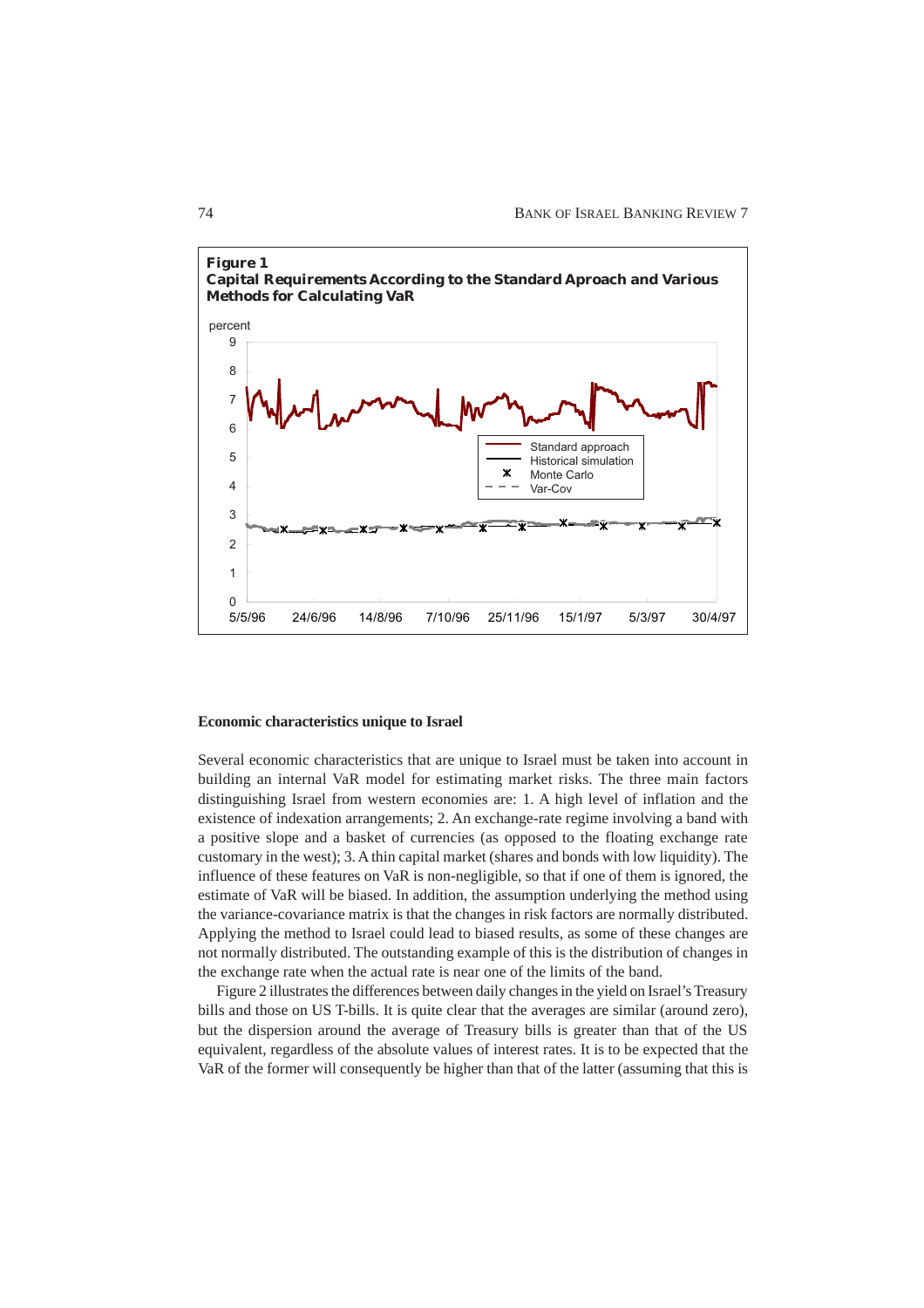**Figure 1**
**Capital Requirements According to the Standard Aproach and Various Methods for Calculating VaR**

#### Economic characteristics unique to Israel

Several economic characteristics that are unique to Israel must be taken into account in building an internal VaR model for estimating market risks. The three main factors distinguishing Israel from western economies are: 1. A high level of inflation and the existence of indexation arrangements; 2. An exchange-rate regime involving a band with a positive slope and a basket of currencies (as opposed to the floating exchange rate customary in the west); 3. A thin capital market (shares and bonds with low liquidity). The influence of these features on VaR is non-negligible, so that if one of them is ignored, the estimate of VaR will be biased. In addition, the assumption underlying the method using the variance-covariance matrix is that the changes in risk factors are normally distributed. Applying the method to Israel could lead to biased results, as some of these changes are not normally distributed. The outstanding example of this is the distribution of changes in the exchange rate when the actual rate is near one of the limits of the band.

Figure 2 illustrates the differences between daily changes in the yield on Israel's Treasury bills and those on US T-bills. It is quite clear that the averages are similar (around zero), but the dispersion around the average of Treasury bills is greater than that of the US equivalent, regardless of the absolute values of interest rates. It is to be expected that the VaR of the former will consequently be higher than that of the latter (assuming that this is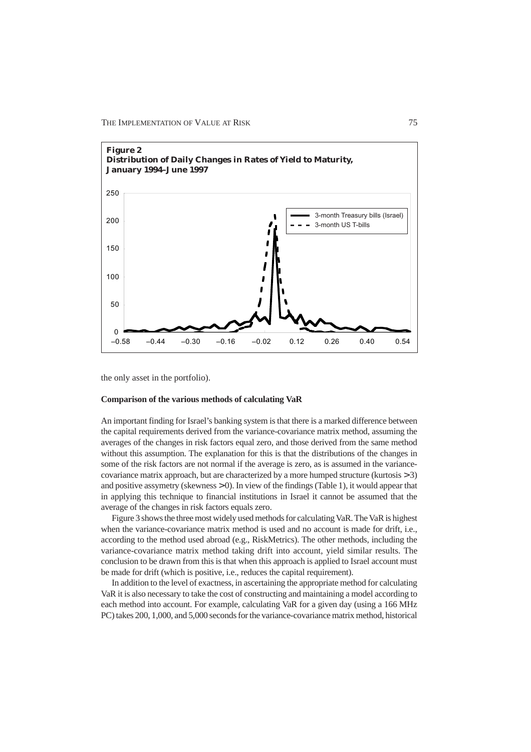**Figure 2**
**Distribution of Daily Changes in Rates of Yield to Maturity, January 1994–June 1997**

the only asset in the portfolio).

**Comparison of the various methods of calculating VaR**

An important finding for Israel's banking system is that there is a marked difference between the capital requirements derived from the variance-covariance matrix method, assuming the averages of the changes in risk factors equal zero, and those derived from the same method without this assumption. The explanation for this is that the distributions of the changes in some of the risk factors are not normal if the average is zero, as is assumed in the variance-covariance matrix approach, but are characterized by a more humped structure (kurtosis $> 3$) and positive assymetry (skewness $> 0$). In view of the findings (Table 1), it would appear that in applying this technique to financial institutions in Israel it cannot be assumed that the average of the changes in risk factors equals zero.

Figure 3 shows the three most widely used methods for calculating VaR. The VaR is highest when the variance-covariance matrix method is used and no account is made for drift, i.e., according to the method used abroad (e.g., RiskMetrics). The other methods, including the variance-covariance matrix method taking drift into account, yield similar results. The conclusion to be drawn from this is that when this approach is applied to Israel account must be made for drift (which is positive, i.e., reduces the capital requirement).

In addition to the level of exactness, in ascertaining the appropriate method for calculating VaR it is also necessary to take the cost of constructing and maintaining a model according to each method into account. For example, calculating VaR for a given day (using a 166 MHz PC) takes 200, 1,000, and 5,000 seconds for the variance-covariance matrix method, historical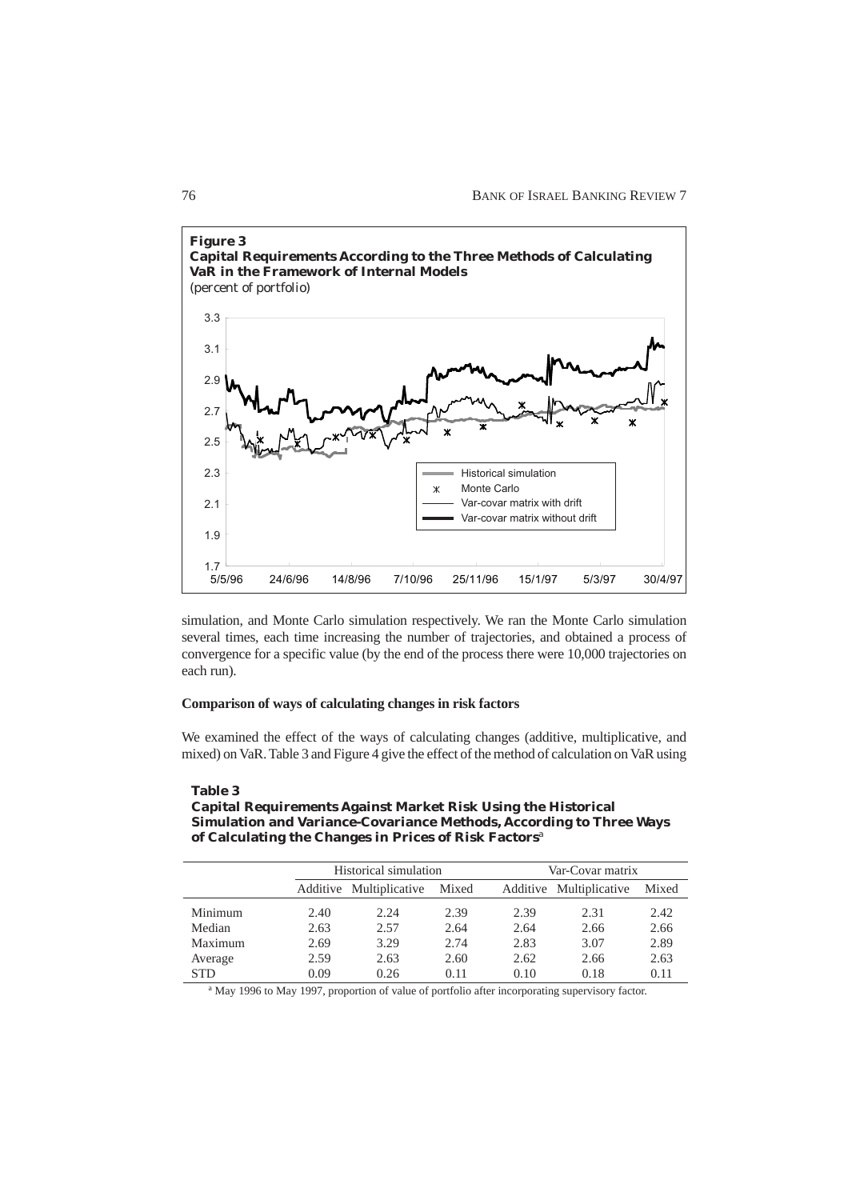**Figure 3**
**Capital Requirements According to the Three Methods of Calculating VaR in the Framework of Internal Models**
*(percent of portfolio)*

simulation, and Monte Carlo simulation respectively. We ran the Monte Carlo simulation several times, each time increasing the number of trajectories, and obtained a process of convergence for a specific value (by the end of the process there were 10,000 trajectories on each run).

**Comparison of ways of calculating changes in risk factors**

We examined the effect of the ways of calculating changes (additive, multiplicative, and mixed) on VaR. Table 3 and Figure 4 give the effect of the method of calculation on VaR using

**Table 3**
**Capital Requirements Against Market Risk Using the Historical Simulation and Variance-Covariance Methods, According to Three Ways of Calculating the Changes in Prices of Risk Factors**[a]

| | Historical simulation | | | Var-Covar matrix | | |
|---|---|---|---|---|---|---|
| | Additive | Multiplicative | Mixed | Additive | Multiplicative | Mixed |
| Minimum | 2.40 | 2.24 | 2.39 | 2.39 | 2.31 | 2.42 |
| Median | 2.63 | 2.57 | 2.64 | 2.64 | 2.66 | 2.66 |
| Maximum | 2.69 | 3.29 | 2.74 | 2.83 | 3.07 | 2.89 |
| Average | 2.59 | 2.63 | 2.60 | 2.62 | 2.66 | 2.63 |
| STD | 0.09 | 0.26 | 0.11 | 0.10 | 0.18 | 0.11 |

[a] May 1996 to May 1997, proportion of value of portfolio after incorporating supervisory factor.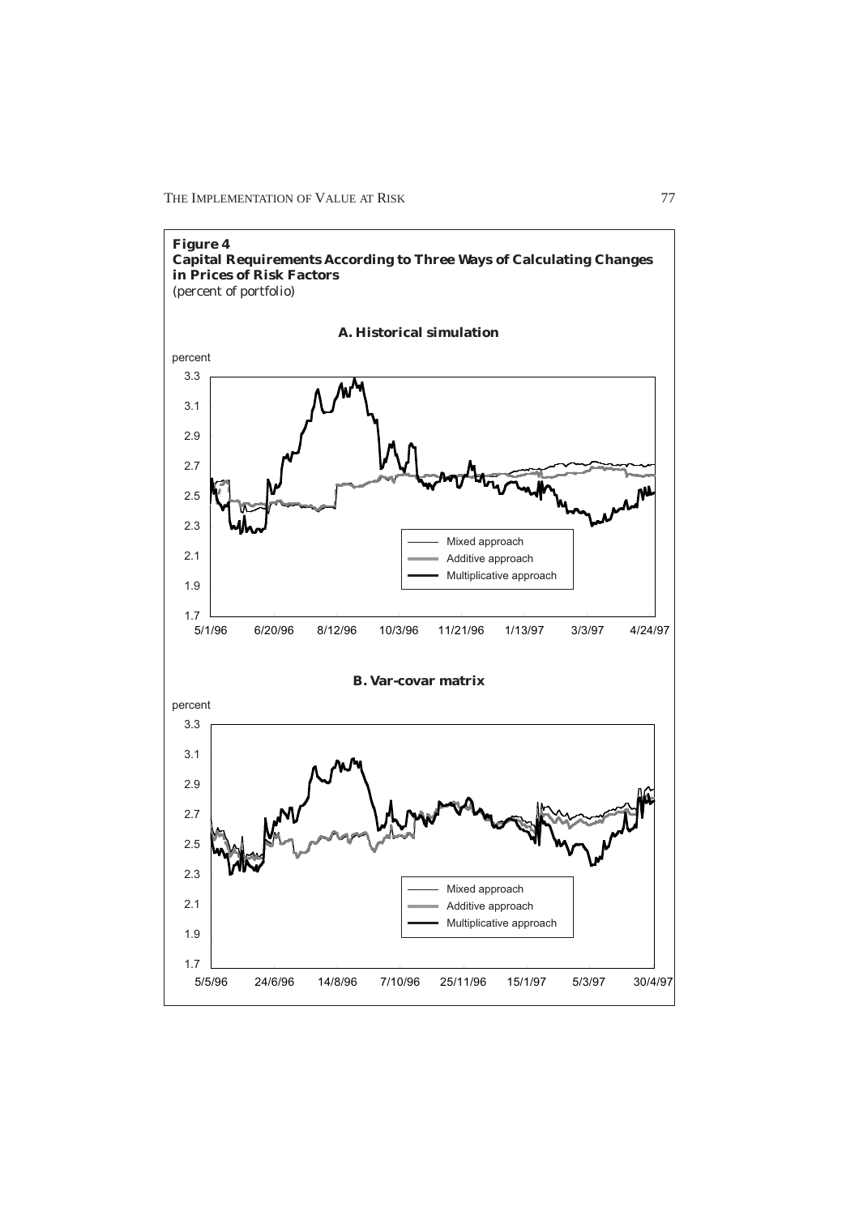**Figure 4**
**Capital Requirements According to Three Ways of Calculating Changes in Prices of Risk Factors**
*(percent of portfolio)*

**A. Historical simulation**

**B. Var-covar matrix**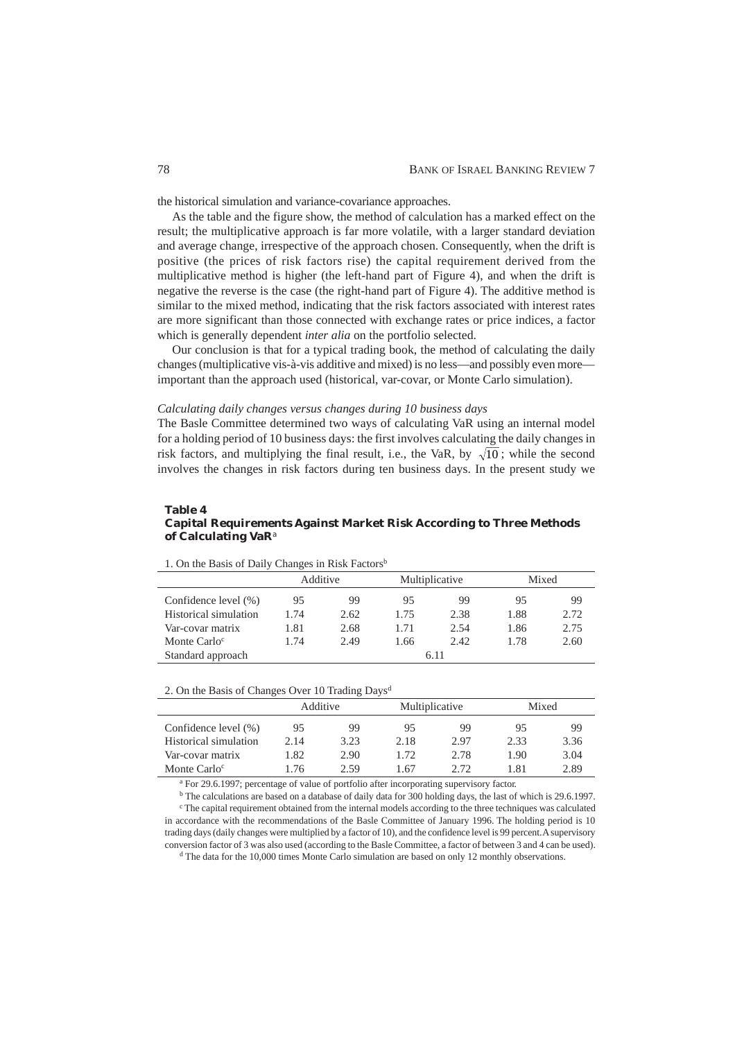the historical simulation and variance-covariance approaches.

As the table and the figure show, the method of calculation has a marked effect on the result; the multiplicative approach is far more volatile, with a larger standard deviation and average change, irrespective of the approach chosen. Consequently, when the drift is positive (the prices of risk factors rise) the capital requirement derived from the multiplicative method is higher (the left-hand part of Figure 4), and when the drift is negative the reverse is the case (the right-hand part of Figure 4). The additive method is similar to the mixed method, indicating that the risk factors associated with interest rates are more significant than those connected with exchange rates or price indices, a factor which is generally dependent *inter alia* on the portfolio selected.

Our conclusion is that for a typical trading book, the method of calculating the daily changes (multiplicative vis-à-vis additive and mixed) is no less—and possibly even more—important than the approach used (historical, var-covar, or Monte Carlo simulation).

*Calculating daily changes versus changes during 10 business days*

The Basle Committee determined two ways of calculating VaR using an internal model for a holding period of 10 business days: the first involves calculating the daily changes in risk factors, and multiplying the final result, i.e., the VaR, by $\sqrt{10}$; while the second involves the changes in risk factors during ten business days. In the present study we

**Table 4**
**Capital Requirements Against Market Risk According to Three Methods of Calculating VaR**[a]

1. On the Basis of Daily Changes in Risk Factors[b]

| | Additive | | Multiplicative | | Mixed | |
|---|---|---|---|---|---|---|
| Confidence level (%) | 95 | 99 | 95 | 99 | 95 | 99 |
| Historical simulation | 1.74 | 2.62 | 1.75 | 2.38 | 1.88 | 2.72 |
| Var-covar matrix | 1.81 | 2.68 | 1.71 | 2.54 | 1.86 | 2.75 |
| Monte Carlo[c] | 1.74 | 2.49 | 1.66 | 2.42 | 1.78 | 2.60 |
| Standard approach | | | 6.11 | | | |

2. On the Basis of Changes Over 10 Trading Days[d]

| | Additive | | Multiplicative | | Mixed | |
|---|---|---|---|---|---|---|
| Confidence level (%) | 95 | 99 | 95 | 99 | 95 | 99 |
| Historical simulation | 2.14 | 3.23 | 2.18 | 2.97 | 2.33 | 3.36 |
| Var-covar matrix | 1.82 | 2.90 | 1.72 | 2.78 | 1.90 | 3.04 |
| Monte Carlo[c] | 1.76 | 2.59 | 1.67 | 2.72 | 1.81 | 2.89 |

[a] For 29.6.1997; percentage of value of portfolio after incorporating supervisory factor.

[b] The calculations are based on a database of daily data for 300 holding days, the last of which is 29.6.1997.

[c] The capital requirement obtained from the internal models according to the three techniques was calculated in accordance with the recommendations of the Basle Committee of January 1996. The holding period is 10 trading days (daily changes were multiplied by a factor of 10), and the confidence level is 99 percent. A supervisory conversion factor of 3 was also used (according to the Basle Committee, a factor of between 3 and 4 can be used).

[d] The data for the 10,000 times Monte Carlo simulation are based on only 12 monthly observations.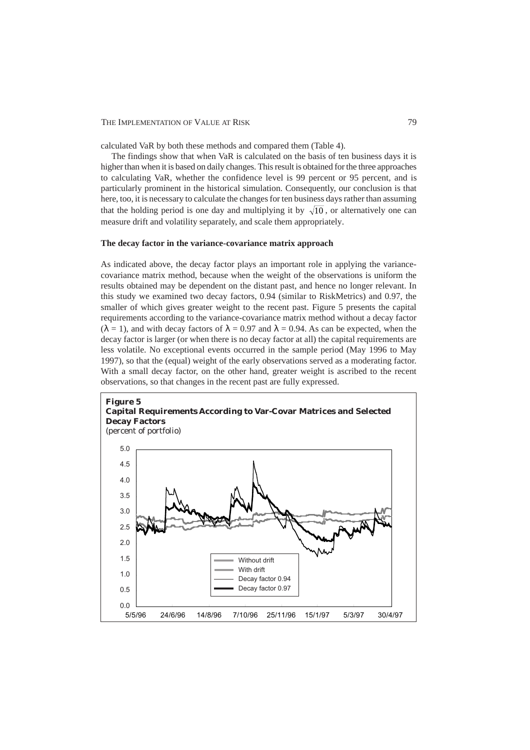calculated VaR by both these methods and compared them (Table 4).

The findings show that when VaR is calculated on the basis of ten business days it is higher than when it is based on daily changes. This result is obtained for the three approaches to calculating VaR, whether the confidence level is 99 percent or 95 percent, and is particularly prominent in the historical simulation. Consequently, our conclusion is that here, too, it is necessary to calculate the changes for ten business days rather than assuming that the holding period is one day and multiplying it by $\sqrt{10}$, or alternatively one can measure drift and volatility separately, and scale them appropriately.

### The decay factor in the variance-covariance matrix approach

As indicated above, the decay factor plays an important role in applying the variance-covariance matrix method, because when the weight of the observations is uniform the results obtained may be dependent on the distant past, and hence no longer relevant. In this study we examined two decay factors, 0.94 (similar to RiskMetrics) and 0.97, the smaller of which gives greater weight to the recent past. Figure 5 presents the capital requirements according to the variance-covariance matrix method without a decay factor ($\lambda = 1$), and with decay factors of $\lambda = 0.97$ and $\lambda = 0.94$. As can be expected, when the decay factor is larger (or when there is no decay factor at all) the capital requirements are less volatile. No exceptional events occurred in the sample period (May 1996 to May 1997), so that the (equal) weight of the early observations served as a moderating factor. With a small decay factor, on the other hand, greater weight is ascribed to the recent observations, so that changes in the recent past are fully expressed.

**Figure 5**
**Capital Requirements According to Var-Covar Matrices and Selected Decay Factors**
*(percent of portfolio)*

Legend: Without drift; With drift; Decay factor 0.94; Decay factor 0.97

Y-axis: 0.0 – 5.0; X-axis: 5/5/96, 24/6/96, 14/8/96, 7/10/96, 25/11/96, 15/1/97, 5/3/97, 30/4/97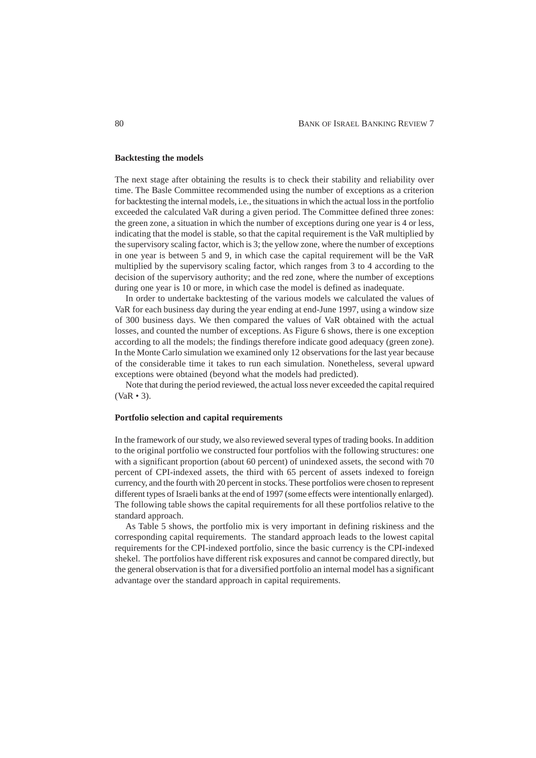### Backtesting the models

The next stage after obtaining the results is to check their stability and reliability over time. The Basle Committee recommended using the number of exceptions as a criterion for backtesting the internal models, i.e., the situations in which the actual loss in the portfolio exceeded the calculated VaR during a given period. The Committee defined three zones: the green zone, a situation in which the number of exceptions during one year is 4 or less, indicating that the model is stable, so that the capital requirement is the VaR multiplied by the supervisory scaling factor, which is 3; the yellow zone, where the number of exceptions in one year is between 5 and 9, in which case the capital requirement will be the VaR multiplied by the supervisory scaling factor, which ranges from 3 to 4 according to the decision of the supervisory authority; and the red zone, where the number of exceptions during one year is 10 or more, in which case the model is defined as inadequate.

In order to undertake backtesting of the various models we calculated the values of VaR for each business day during the year ending at end-June 1997, using a window size of 300 business days. We then compared the values of VaR obtained with the actual losses, and counted the number of exceptions. As Figure 6 shows, there is one exception according to all the models; the findings therefore indicate good adequacy (green zone). In the Monte Carlo simulation we examined only 12 observations for the last year because of the considerable time it takes to run each simulation. Nonetheless, several upward exceptions were obtained (beyond what the models had predicted).

Note that during the period reviewed, the actual loss never exceeded the capital required (VaR • 3).

### Portfolio selection and capital requirements

In the framework of our study, we also reviewed several types of trading books. In addition to the original portfolio we constructed four portfolios with the following structures: one with a significant proportion (about 60 percent) of unindexed assets, the second with 70 percent of CPI-indexed assets, the third with 65 percent of assets indexed to foreign currency, and the fourth with 20 percent in stocks. These portfolios were chosen to represent different types of Israeli banks at the end of 1997 (some effects were intentionally enlarged). The following table shows the capital requirements for all these portfolios relative to the standard approach.

As Table 5 shows, the portfolio mix is very important in defining riskiness and the corresponding capital requirements. The standard approach leads to the lowest capital requirements for the CPI-indexed portfolio, since the basic currency is the CPI-indexed shekel. The portfolios have different risk exposures and cannot be compared directly, but the general observation is that for a diversified portfolio an internal model has a significant advantage over the standard approach in capital requirements.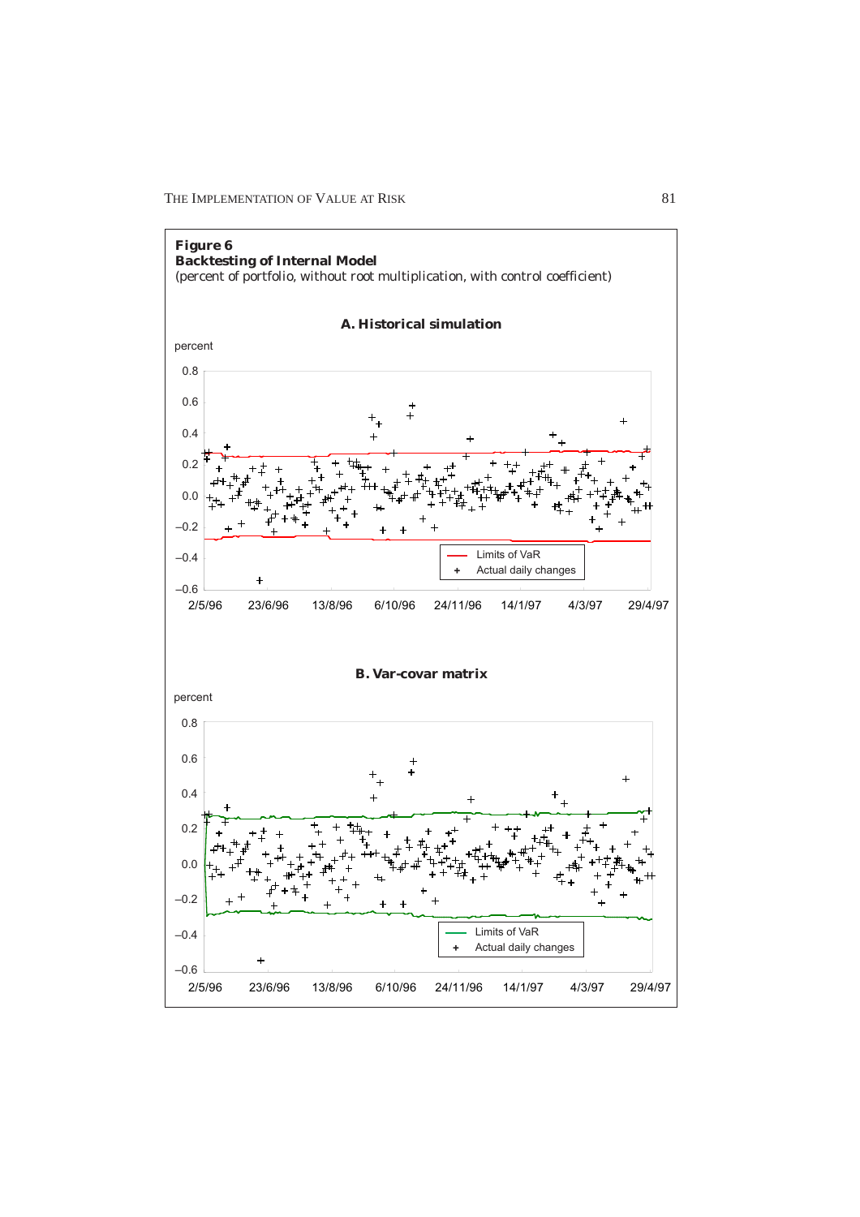**Figure 6**
**Backtesting of Internal Model**
(percent of portfolio, without root multiplication, with control coefficient)

**A. Historical simulation**

**B. Var-covar matrix**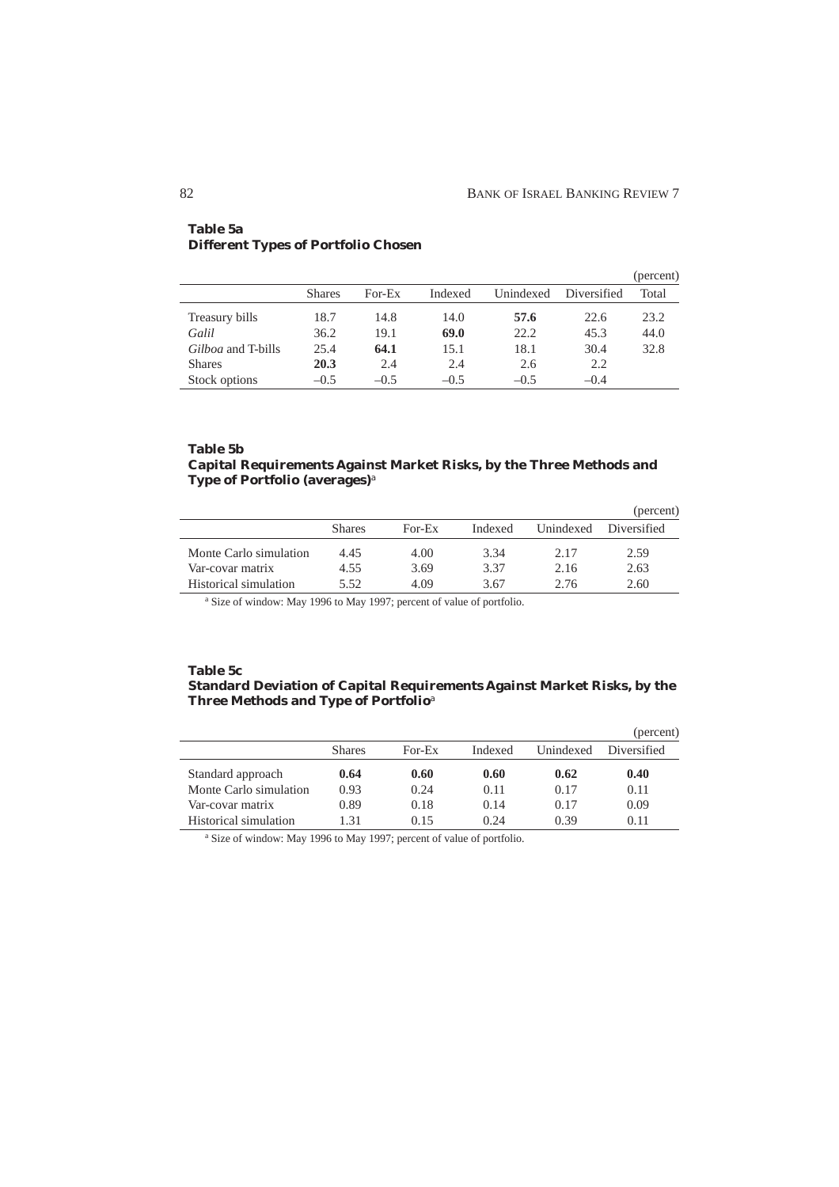**Table 5a**
**Different Types of Portfolio Chosen**

(percent)

| | Shares | For-Ex | Indexed | Unindexed | Diversified | Total |
|---|---|---|---|---|---|---|
| Treasury bills | 18.7 | 14.8 | 14.0 | **57.6** | 22.6 | 23.2 |
| *Galil* | 36.2 | 19.1 | **69.0** | 22.2 | 45.3 | 44.0 |
| *Gilboa* and T-bills | 25.4 | **64.1** | 15.1 | 18.1 | 30.4 | 32.8 |
| Shares | **20.3** | 2.4 | 2.4 | 2.6 | 2.2 | |
| Stock options | –0.5 | –0.5 | –0.5 | –0.5 | –0.4 | |

**Table 5b**
**Capital Requirements Against Market Risks, by the Three Methods and Type of Portfolio (averages)**[a]

(percent)

| | Shares | For-Ex | Indexed | Unindexed | Diversified |
|---|---|---|---|---|---|
| Monte Carlo simulation | 4.45 | 4.00 | 3.34 | 2.17 | 2.59 |
| Var-covar matrix | 4.55 | 3.69 | 3.37 | 2.16 | 2.63 |
| Historical simulation | 5.52 | 4.09 | 3.67 | 2.76 | 2.60 |

[a] Size of window: May 1996 to May 1997; percent of value of portfolio.

**Table 5c**
**Standard Deviation of Capital Requirements Against Market Risks, by the Three Methods and Type of Portfolio**[a]

(percent)

| | Shares | For-Ex | Indexed | Unindexed | Diversified |
|---|---|---|---|---|---|
| Standard approach | **0.64** | **0.60** | **0.60** | **0.62** | **0.40** |
| Monte Carlo simulation | 0.93 | 0.24 | 0.11 | 0.17 | 0.11 |
| Var-covar matrix | 0.89 | 0.18 | 0.14 | 0.17 | 0.09 |
| Historical simulation | 1.31 | 0.15 | 0.24 | 0.39 | 0.11 |

[a] Size of window: May 1996 to May 1997; percent of value of portfolio.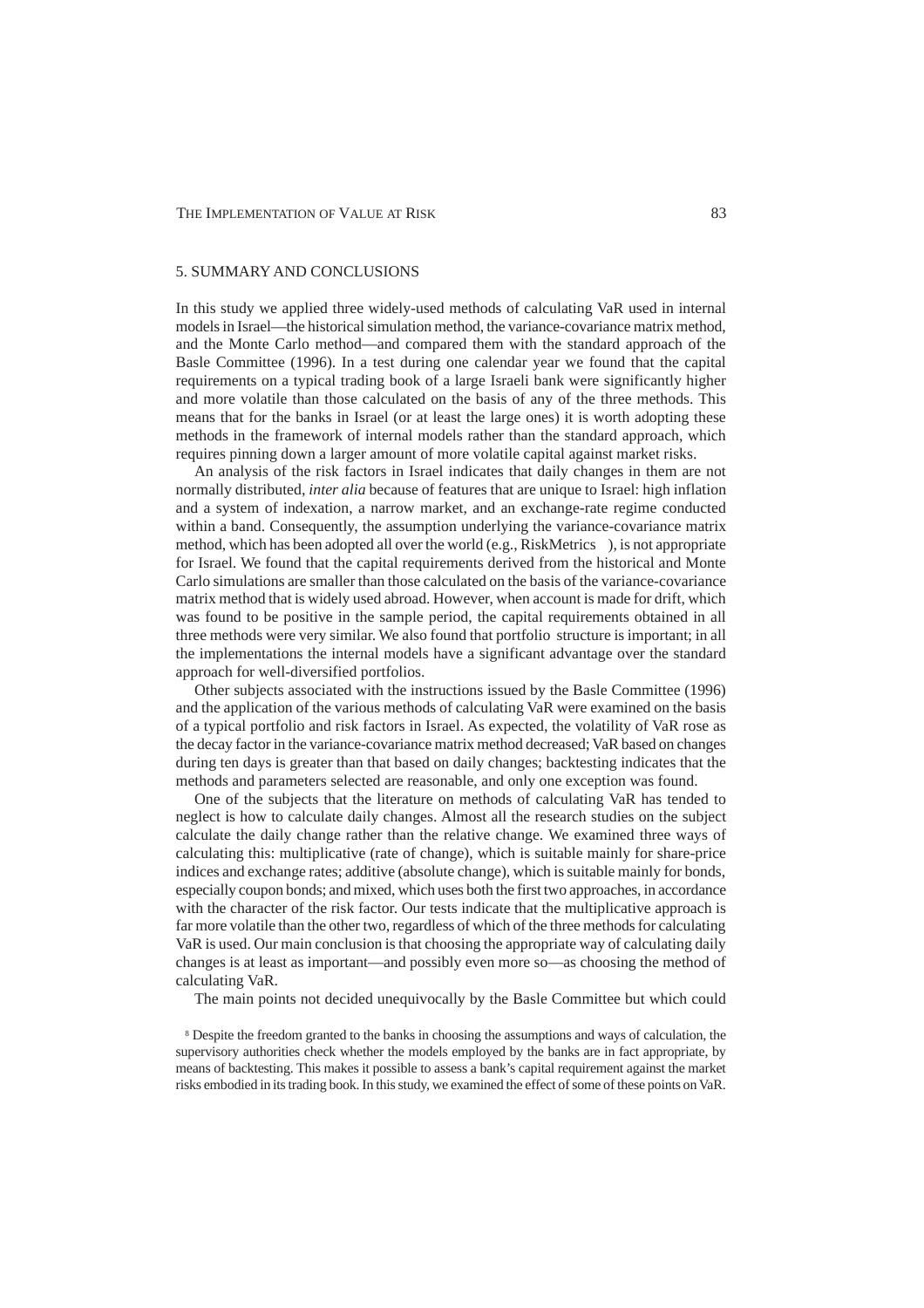## 5. SUMMARY AND CONCLUSIONS

In this study we applied three widely-used methods of calculating VaR used in internal models in Israel—the historical simulation method, the variance-covariance matrix method, and the Monte Carlo method—and compared them with the standard approach of the Basle Committee (1996). In a test during one calendar year we found that the capital requirements on a typical trading book of a large Israeli bank were significantly higher and more volatile than those calculated on the basis of any of the three methods. This means that for the banks in Israel (or at least the large ones) it is worth adopting these methods in the framework of internal models rather than the standard approach, which requires pinning down a larger amount of more volatile capital against market risks.

An analysis of the risk factors in Israel indicates that daily changes in them are not normally distributed, *inter alia* because of features that are unique to Israel: high inflation and a system of indexation, a narrow market, and an exchange-rate regime conducted within a band. Consequently, the assumption underlying the variance-covariance matrix method, which has been adopted all over the world (e.g., RiskMetrics ), is not appropriate for Israel. We found that the capital requirements derived from the historical and Monte Carlo simulations are smaller than those calculated on the basis of the variance-covariance matrix method that is widely used abroad. However, when account is made for drift, which was found to be positive in the sample period, the capital requirements obtained in all three methods were very similar. We also found that portfolio structure is important; in all the implementations the internal models have a significant advantage over the standard approach for well-diversified portfolios.

Other subjects associated with the instructions issued by the Basle Committee (1996) and the application of the various methods of calculating VaR were examined on the basis of a typical portfolio and risk factors in Israel. As expected, the volatility of VaR rose as the decay factor in the variance-covariance matrix method decreased; VaR based on changes during ten days is greater than that based on daily changes; backtesting indicates that the methods and parameters selected are reasonable, and only one exception was found.

One of the subjects that the literature on methods of calculating VaR has tended to neglect is how to calculate daily changes. Almost all the research studies on the subject calculate the daily change rather than the relative change. We examined three ways of calculating this: multiplicative (rate of change), which is suitable mainly for share-price indices and exchange rates; additive (absolute change), which is suitable mainly for bonds, especially coupon bonds; and mixed, which uses both the first two approaches, in accordance with the character of the risk factor. Our tests indicate that the multiplicative approach is far more volatile than the other two, regardless of which of the three methods for calculating VaR is used. Our main conclusion is that choosing the appropriate way of calculating daily changes is at least as important—and possibly even more so—as choosing the method of calculating VaR.

The main points not decided unequivocally by the Basle Committee but which could

[8] Despite the freedom granted to the banks in choosing the assumptions and ways of calculation, the supervisory authorities check whether the models employed by the banks are in fact appropriate, by means of backtesting. This makes it possible to assess a bank's capital requirement against the market risks embodied in its trading book. In this study, we examined the effect of some of these points on VaR.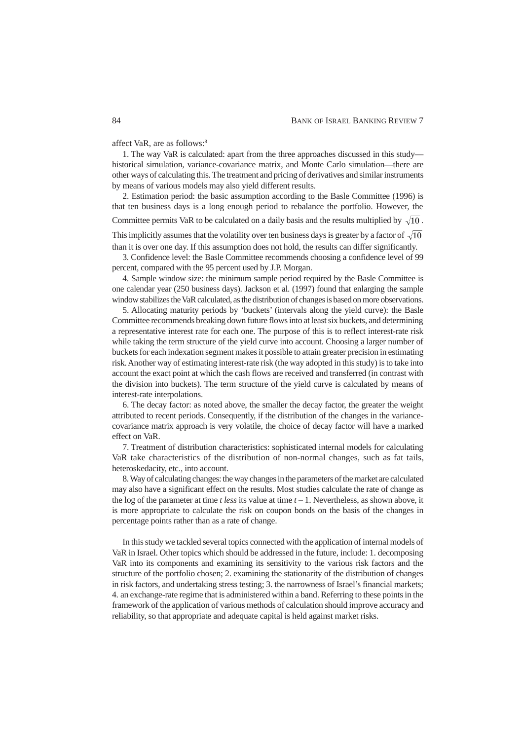affect VaR, are as follows:[8]

1. The way VaR is calculated: apart from the three approaches discussed in this study—historical simulation, variance-covariance matrix, and Monte Carlo simulation—there are other ways of calculating this. The treatment and pricing of derivatives and similar instruments by means of various models may also yield different results.

2. Estimation period: the basic assumption according to the Basle Committee (1996) is that ten business days is a long enough period to rebalance the portfolio. However, the Committee permits VaR to be calculated on a daily basis and the results multiplied by $\sqrt{10}$. This implicitly assumes that the volatility over ten business days is greater by a factor of $\sqrt{10}$ than it is over one day. If this assumption does not hold, the results can differ significantly.

3. Confidence level: the Basle Committee recommends choosing a confidence level of 99 percent, compared with the 95 percent used by J.P. Morgan.

4. Sample window size: the minimum sample period required by the Basle Committee is one calendar year (250 business days). Jackson et al. (1997) found that enlarging the sample window stabilizes the VaR calculated, as the distribution of changes is based on more observations.

5. Allocating maturity periods by 'buckets' (intervals along the yield curve): the Basle Committee recommends breaking down future flows into at least six buckets, and determining a representative interest rate for each one. The purpose of this is to reflect interest-rate risk while taking the term structure of the yield curve into account. Choosing a larger number of buckets for each indexation segment makes it possible to attain greater precision in estimating risk. Another way of estimating interest-rate risk (the way adopted in this study) is to take into account the exact point at which the cash flows are received and transferred (in contrast with the division into buckets). The term structure of the yield curve is calculated by means of interest-rate interpolations.

6. The decay factor: as noted above, the smaller the decay factor, the greater the weight attributed to recent periods. Consequently, if the distribution of the changes in the variance-covariance matrix approach is very volatile, the choice of decay factor will have a marked effect on VaR.

7. Treatment of distribution characteristics: sophisticated internal models for calculating VaR take characteristics of the distribution of non-normal changes, such as fat tails, heteroskedacity, etc., into account.

8. Way of calculating changes: the way changes in the parameters of the market are calculated may also have a significant effect on the results. Most studies calculate the rate of change as the log of the parameter at time $t$ *less* its value at time $t-1$. Nevertheless, as shown above, it is more appropriate to calculate the risk on coupon bonds on the basis of the changes in percentage points rather than as a rate of change.

In this study we tackled several topics connected with the application of internal models of VaR in Israel. Other topics which should be addressed in the future, include: 1. decomposing VaR into its components and examining its sensitivity to the various risk factors and the structure of the portfolio chosen; 2. examining the stationarity of the distribution of changes in risk factors, and undertaking stress testing; 3. the narrowness of Israel's financial markets; 4. an exchange-rate regime that is administered within a band. Referring to these points in the framework of the application of various methods of calculation should improve accuracy and reliability, so that appropriate and adequate capital is held against market risks.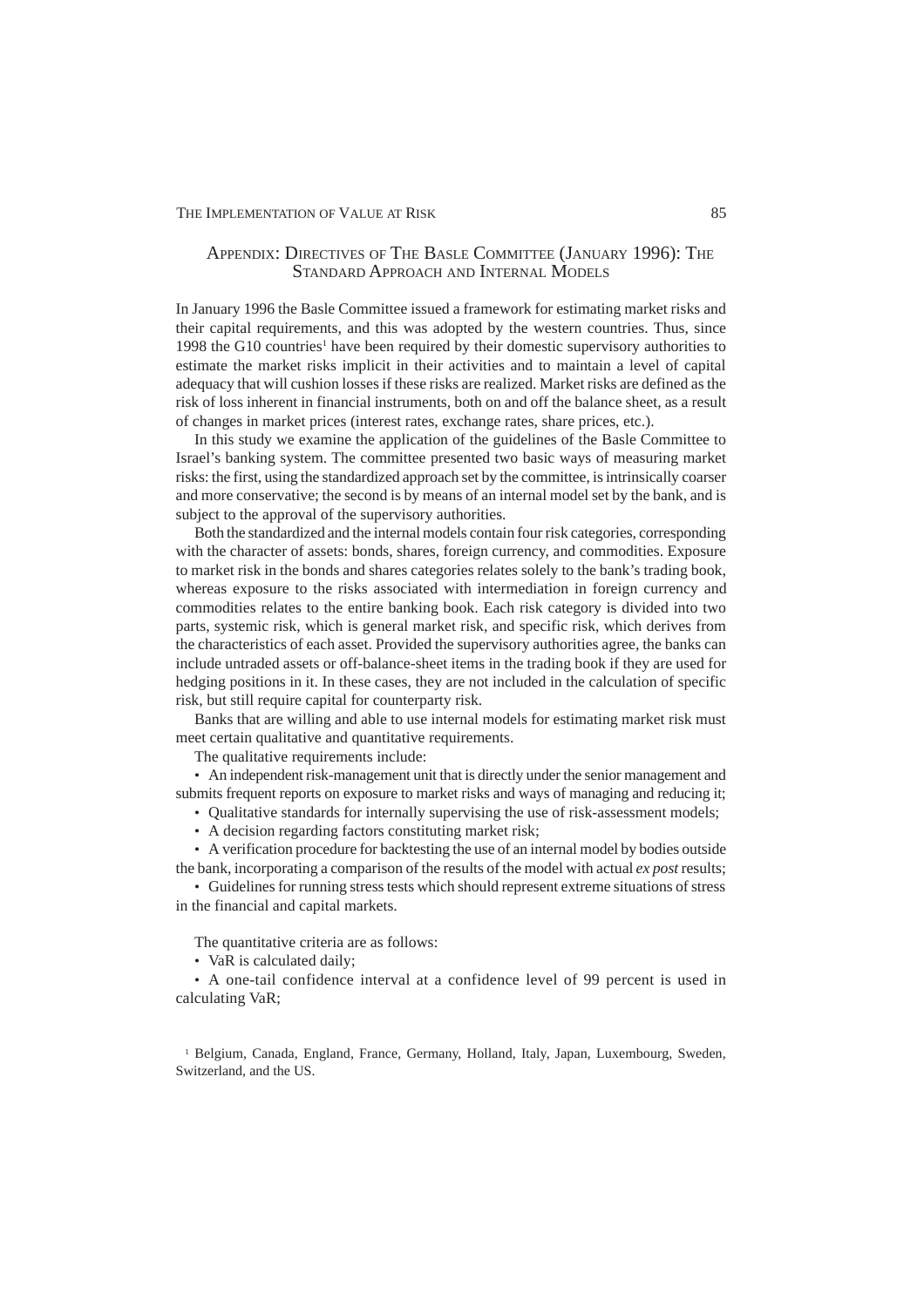## Appendix: Directives of The Basle Committee (January 1996): The Standard Approach and Internal Models

In January 1996 the Basle Committee issued a framework for estimating market risks and their capital requirements, and this was adopted by the western countries. Thus, since 1998 the G10 countries[1] have been required by their domestic supervisory authorities to estimate the market risks implicit in their activities and to maintain a level of capital adequacy that will cushion losses if these risks are realized. Market risks are defined as the risk of loss inherent in financial instruments, both on and off the balance sheet, as a result of changes in market prices (interest rates, exchange rates, share prices, etc.).

In this study we examine the application of the guidelines of the Basle Committee to Israel's banking system. The committee presented two basic ways of measuring market risks: the first, using the standardized approach set by the committee, is intrinsically coarser and more conservative; the second is by means of an internal model set by the bank, and is subject to the approval of the supervisory authorities.

Both the standardized and the internal models contain four risk categories, corresponding with the character of assets: bonds, shares, foreign currency, and commodities. Exposure to market risk in the bonds and shares categories relates solely to the bank's trading book, whereas exposure to the risks associated with intermediation in foreign currency and commodities relates to the entire banking book. Each risk category is divided into two parts, systemic risk, which is general market risk, and specific risk, which derives from the characteristics of each asset. Provided the supervisory authorities agree, the banks can include untraded assets or off-balance-sheet items in the trading book if they are used for hedging positions in it. In these cases, they are not included in the calculation of specific risk, but still require capital for counterparty risk.

Banks that are willing and able to use internal models for estimating market risk must meet certain qualitative and quantitative requirements.

The qualitative requirements include:

- An independent risk-management unit that is directly under the senior management and submits frequent reports on exposure to market risks and ways of managing and reducing it;
- Qualitative standards for internally supervising the use of risk-assessment models;
- A decision regarding factors constituting market risk;
- A verification procedure for backtesting the use of an internal model by bodies outside the bank, incorporating a comparison of the results of the model with actual *ex post* results;
- Guidelines for running stress tests which should represent extreme situations of stress in the financial and capital markets.

The quantitative criteria are as follows:

- VaR is calculated daily;
- A one-tail confidence interval at a confidence level of 99 percent is used in calculating VaR;

[1] Belgium, Canada, England, France, Germany, Holland, Italy, Japan, Luxembourg, Sweden, Switzerland, and the US.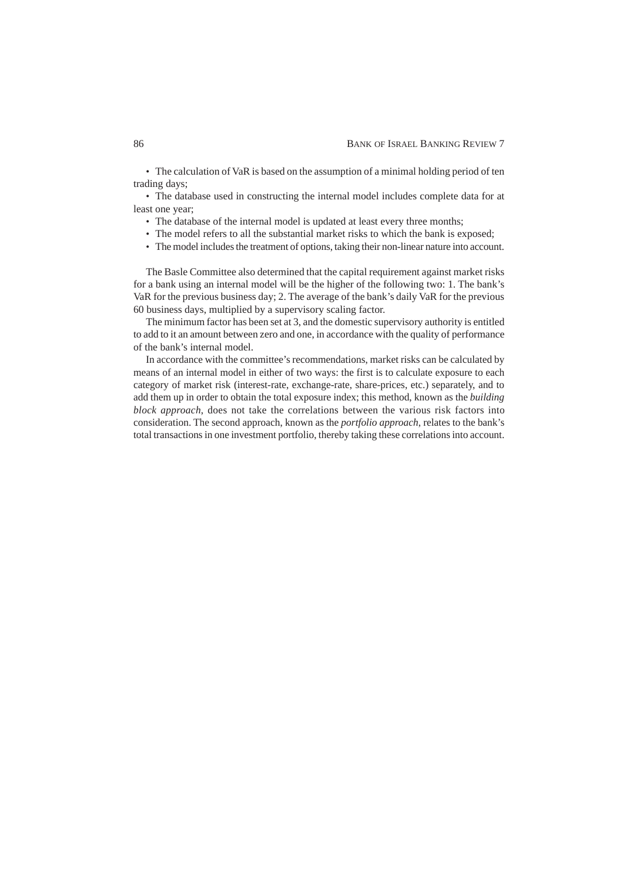- The calculation of VaR is based on the assumption of a minimal holding period of ten trading days;
- The database used in constructing the internal model includes complete data for at least one year;
- The database of the internal model is updated at least every three months;
- The model refers to all the substantial market risks to which the bank is exposed;
- The model includes the treatment of options, taking their non-linear nature into account.

The Basle Committee also determined that the capital requirement against market risks for a bank using an internal model will be the higher of the following two: 1. The bank's VaR for the previous business day; 2. The average of the bank's daily VaR for the previous 60 business days, multiplied by a supervisory scaling factor.

The minimum factor has been set at 3, and the domestic supervisory authority is entitled to add to it an amount between zero and one, in accordance with the quality of performance of the bank's internal model.

In accordance with the committee's recommendations, market risks can be calculated by means of an internal model in either of two ways: the first is to calculate exposure to each category of market risk (interest-rate, exchange-rate, share-prices, etc.) separately, and to add them up in order to obtain the total exposure index; this method, known as the *building block approach*, does not take the correlations between the various risk factors into consideration. The second approach, known as the *portfolio approach*, relates to the bank's total transactions in one investment portfolio, thereby taking these correlations into account.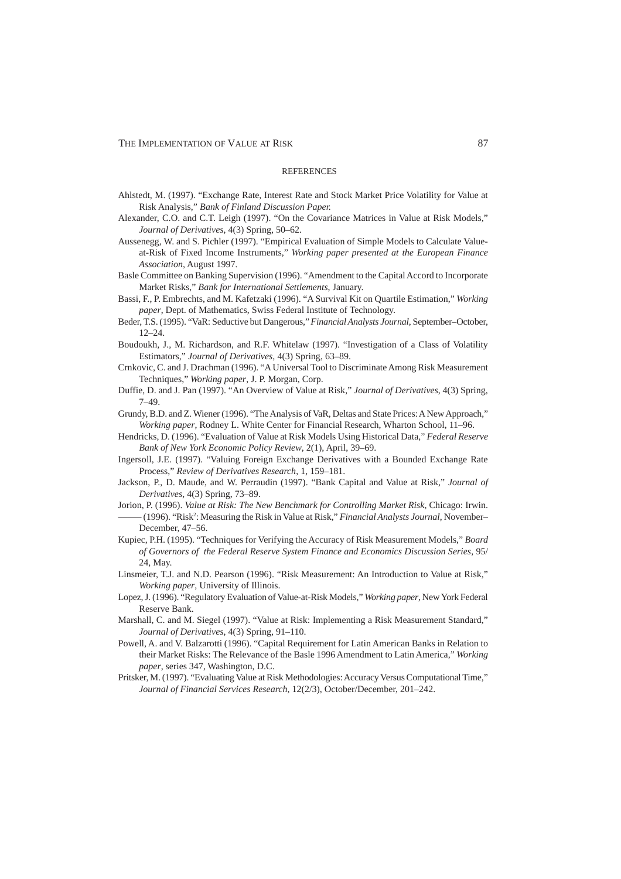## REFERENCES

Ahlstedt, M. (1997). "Exchange Rate, Interest Rate and Stock Market Price Volatility for Value at Risk Analysis," *Bank of Finland Discussion Paper.*

Alexander, C.O. and C.T. Leigh (1997). "On the Covariance Matrices in Value at Risk Models," *Journal of Derivatives*, 4(3) Spring, 50–62.

Aussenegg, W. and S. Pichler (1997). "Empirical Evaluation of Simple Models to Calculate Value-at-Risk of Fixed Income Instruments," *Working paper presented at the European Finance Association*, August 1997.

Basle Committee on Banking Supervision (1996). "Amendment to the Capital Accord to Incorporate Market Risks," *Bank for International Settlements*, January.

Bassi, F., P. Embrechts, and M. Kafetzaki (1996). "A Survival Kit on Quartile Estimation," *Working paper*, Dept. of Mathematics, Swiss Federal Institute of Technology.

Beder, T.S. (1995). "VaR: Seductive but Dangerous," *Financial Analysts Journal*, September–October, 12–24.

Boudoukh, J., M. Richardson, and R.F. Whitelaw (1997). "Investigation of a Class of Volatility Estimators," *Journal of Derivatives*, 4(3) Spring, 63–89.

Crnkovic, C. and J. Drachman (1996). "A Universal Tool to Discriminate Among Risk Measurement Techniques," *Working paper*, J. P. Morgan, Corp.

Duffie, D. and J. Pan (1997). "An Overview of Value at Risk," *Journal of Derivatives*, 4(3) Spring, 7–49.

Grundy, B.D. and Z. Wiener (1996). "The Analysis of VaR, Deltas and State Prices: A New Approach," *Working paper*, Rodney L. White Center for Financial Research, Wharton School, 11–96.

Hendricks, D. (1996). "Evaluation of Value at Risk Models Using Historical Data," *Federal Reserve Bank of New York Economic Policy Review*, 2(1), April, 39–69.

Ingersoll, J.E. (1997). "Valuing Foreign Exchange Derivatives with a Bounded Exchange Rate Process," *Review of Derivatives Research*, 1, 159–181.

Jackson, P., D. Maude, and W. Perraudin (1997). "Bank Capital and Value at Risk," *Journal of Derivatives*, 4(3) Spring, 73–89.

Jorion, P. (1996). *Value at Risk: The New Benchmark for Controlling Market Risk*, Chicago: Irwin.

——— (1996). "Risk$^2$: Measuring the Risk in Value at Risk," *Financial Analysts Journal*, November–December, 47–56.

Kupiec, P.H. (1995). "Techniques for Verifying the Accuracy of Risk Measurement Models," *Board of Governors of the Federal Reserve System Finance and Economics Discussion Series*, 95/24, May.

Linsmeier, T.J. and N.D. Pearson (1996). "Risk Measurement: An Introduction to Value at Risk," *Working paper*, University of Illinois.

Lopez, J. (1996). "Regulatory Evaluation of Value-at-Risk Models," *Working paper*, New York Federal Reserve Bank.

Marshall, C. and M. Siegel (1997). "Value at Risk: Implementing a Risk Measurement Standard," *Journal of Derivatives*, 4(3) Spring, 91–110.

Powell, A. and V. Balzarotti (1996). "Capital Requirement for Latin American Banks in Relation to their Market Risks: The Relevance of the Basle 1996 Amendment to Latin America," *Working paper*, series 347, Washington, D.C.

Pritsker, M. (1997). "Evaluating Value at Risk Methodologies: Accuracy Versus Computational Time," *Journal of Financial Services Research*, 12(2/3), October/December, 201–242.